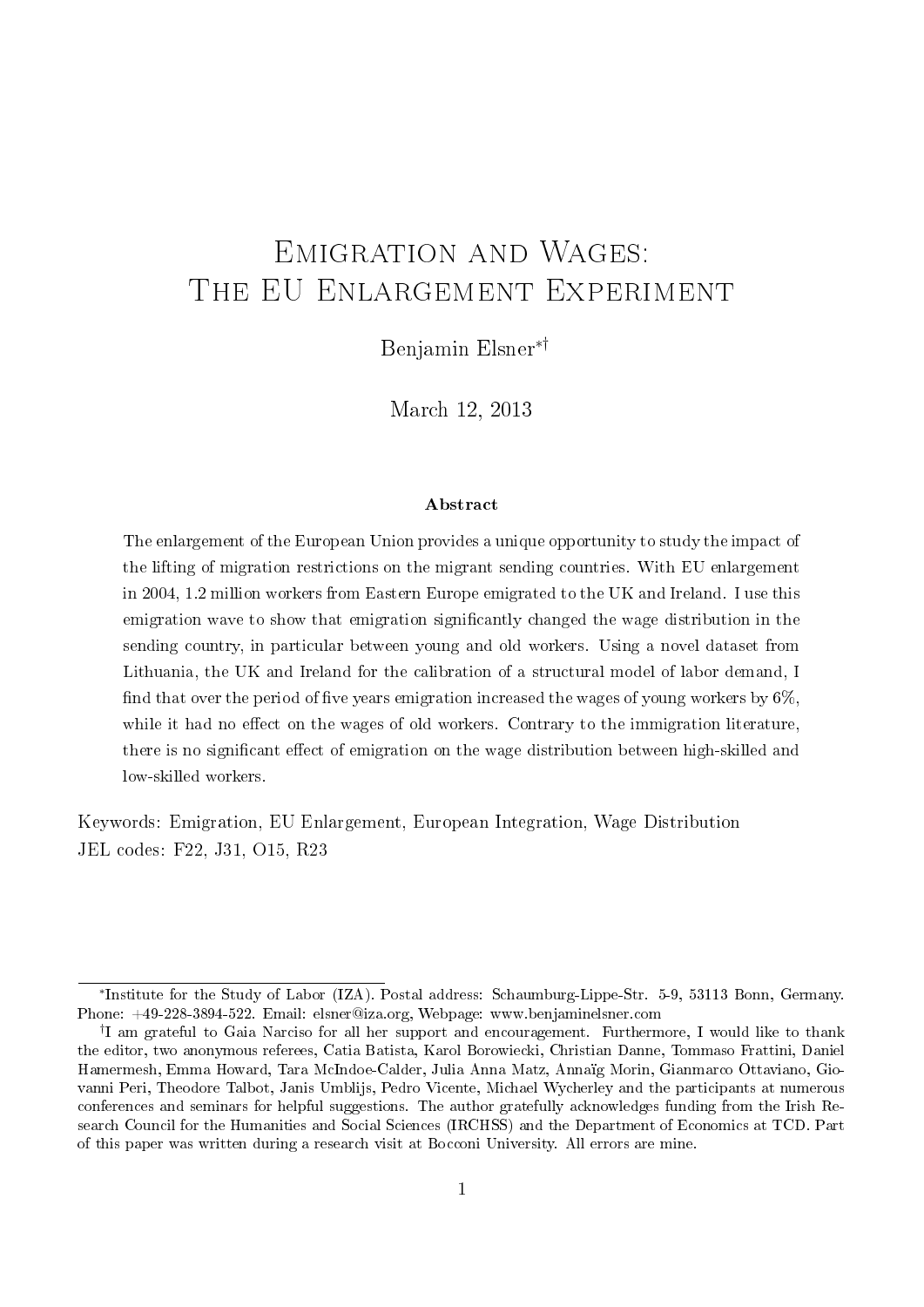# Emigration and Wages: The EU Enlargement Experiment

Benjamin Elsner[*,†]

March 12, 2013

### Abstract

The enlargement of the European Union provides a unique opportunity to study the impact of the lifting of migration restrictions on the migrant sending countries. With EU enlargement in 2004, 1.2 million workers from Eastern Europe emigrated to the UK and Ireland. I use this emigration wave to show that emigration significantly changed the wage distribution in the sending country, in particular between young and old workers. Using a novel dataset from Lithuania, the UK and Ireland for the calibration of a structural model of labor demand, I find that over the period of five years emigration increased the wages of young workers by 6%, while it had no effect on the wages of old workers. Contrary to the immigration literature, there is no significant effect of emigration on the wage distribution between high-skilled and low-skilled workers.

Keywords: Emigration, EU Enlargement, European Integration, Wage Distribution
JEL codes: F22, J31, O15, R23

---

[*] Institute for the Study of Labor (IZA). Postal address: Schaumburg-Lippe-Str. 5-9, 53113 Bonn, Germany. Phone: +49-228-3894-522. Email: elsner@iza.org, Webpage: www.benjaminelsner.com

[†] I am grateful to Gaia Narciso for all her support and encouragement. Furthermore, I would like to thank the editor, two anonymous referees, Catia Batista, Karol Borowiecki, Christian Danne, Tommaso Frattini, Daniel Hamermesh, Emma Howard, Tara McIndoe-Calder, Julia Anna Matz, Annaïg Morin, Gianmarco Ottaviano, Giovanni Peri, Theodore Talbot, Janis Umblijs, Pedro Vicente, Michael Wycherley and the participants at numerous conferences and seminars for helpful suggestions. The author gratefully acknowledges funding from the Irish Research Council for the Humanities and Social Sciences (IRCHSS) and the Department of Economics at TCD. Part of this paper was written during a research visit at Bocconi University. All errors are mine.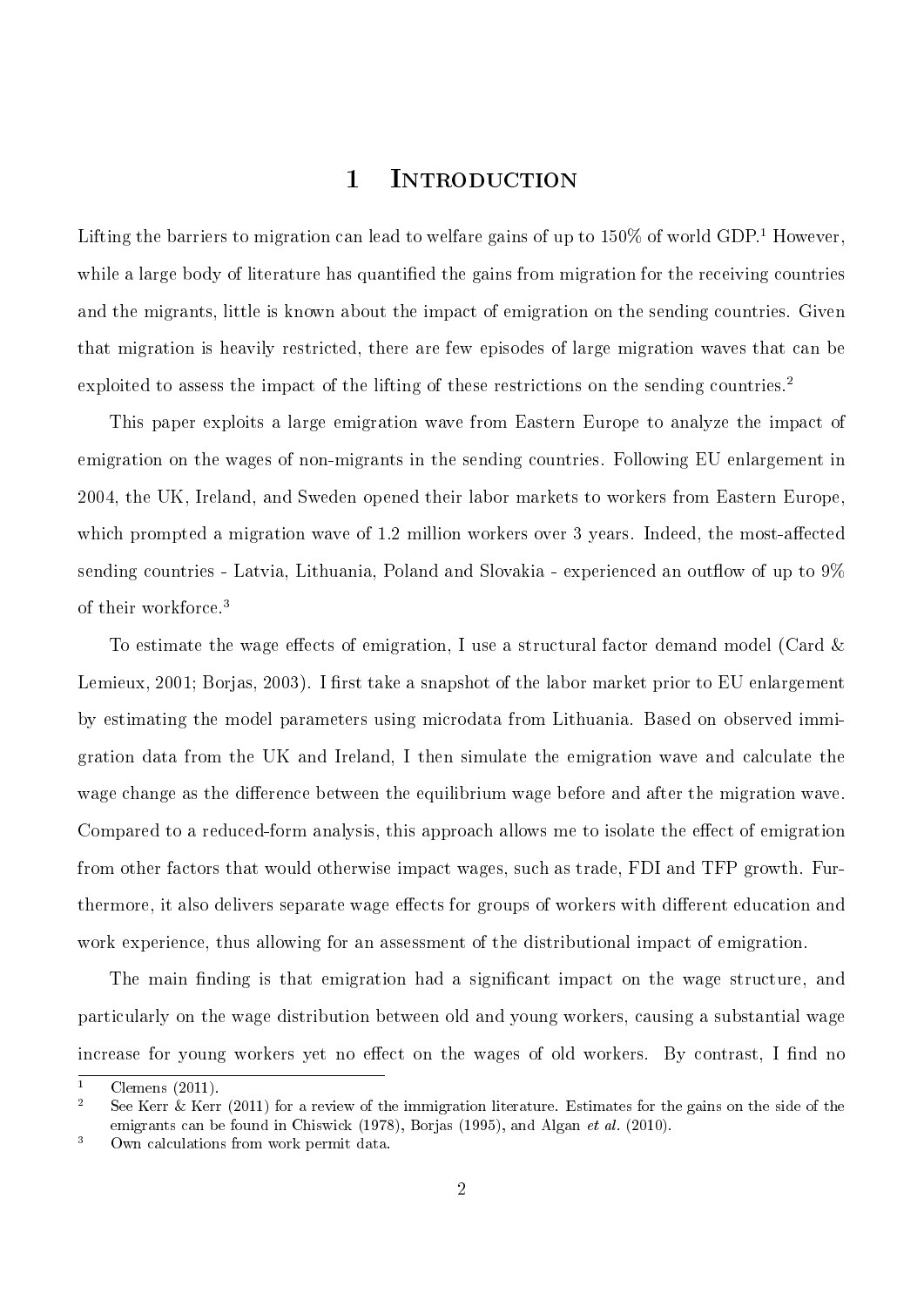# 1 Introduction

Lifting the barriers to migration can lead to welfare gains of up to 150% of world GDP.[1] However, while a large body of literature has quantified the gains from migration for the receiving countries and the migrants, little is known about the impact of emigration on the sending countries. Given that migration is heavily restricted, there are few episodes of large migration waves that can be exploited to assess the impact of the lifting of these restrictions on the sending countries.[2]

This paper exploits a large emigration wave from Eastern Europe to analyze the impact of emigration on the wages of non-migrants in the sending countries. Following EU enlargement in 2004, the UK, Ireland, and Sweden opened their labor markets to workers from Eastern Europe, which prompted a migration wave of 1.2 million workers over 3 years. Indeed, the most-affected sending countries - Latvia, Lithuania, Poland and Slovakia - experienced an outflow of up to 9% of their workforce.[3]

To estimate the wage effects of emigration, I use a structural factor demand model (Card & Lemieux, 2001; Borjas, 2003). I first take a snapshot of the labor market prior to EU enlargement by estimating the model parameters using microdata from Lithuania. Based on observed immigration data from the UK and Ireland, I then simulate the emigration wave and calculate the wage change as the difference between the equilibrium wage before and after the migration wave. Compared to a reduced-form analysis, this approach allows me to isolate the effect of emigration from other factors that would otherwise impact wages, such as trade, FDI and TFP growth. Furthermore, it also delivers separate wage effects for groups of workers with different education and work experience, thus allowing for an assessment of the distributional impact of emigration.

The main finding is that emigration had a significant impact on the wage structure, and particularly on the wage distribution between old and young workers, causing a substantial wage increase for young workers yet no effect on the wages of old workers. By contrast, I find no

---

[1] Clemens (2011).

[2] See Kerr & Kerr (2011) for a review of the immigration literature. Estimates for the gains on the side of the emigrants can be found in Chiswick (1978), Borjas (1995), and Algan *et al.* (2010).

[3] Own calculations from work permit data.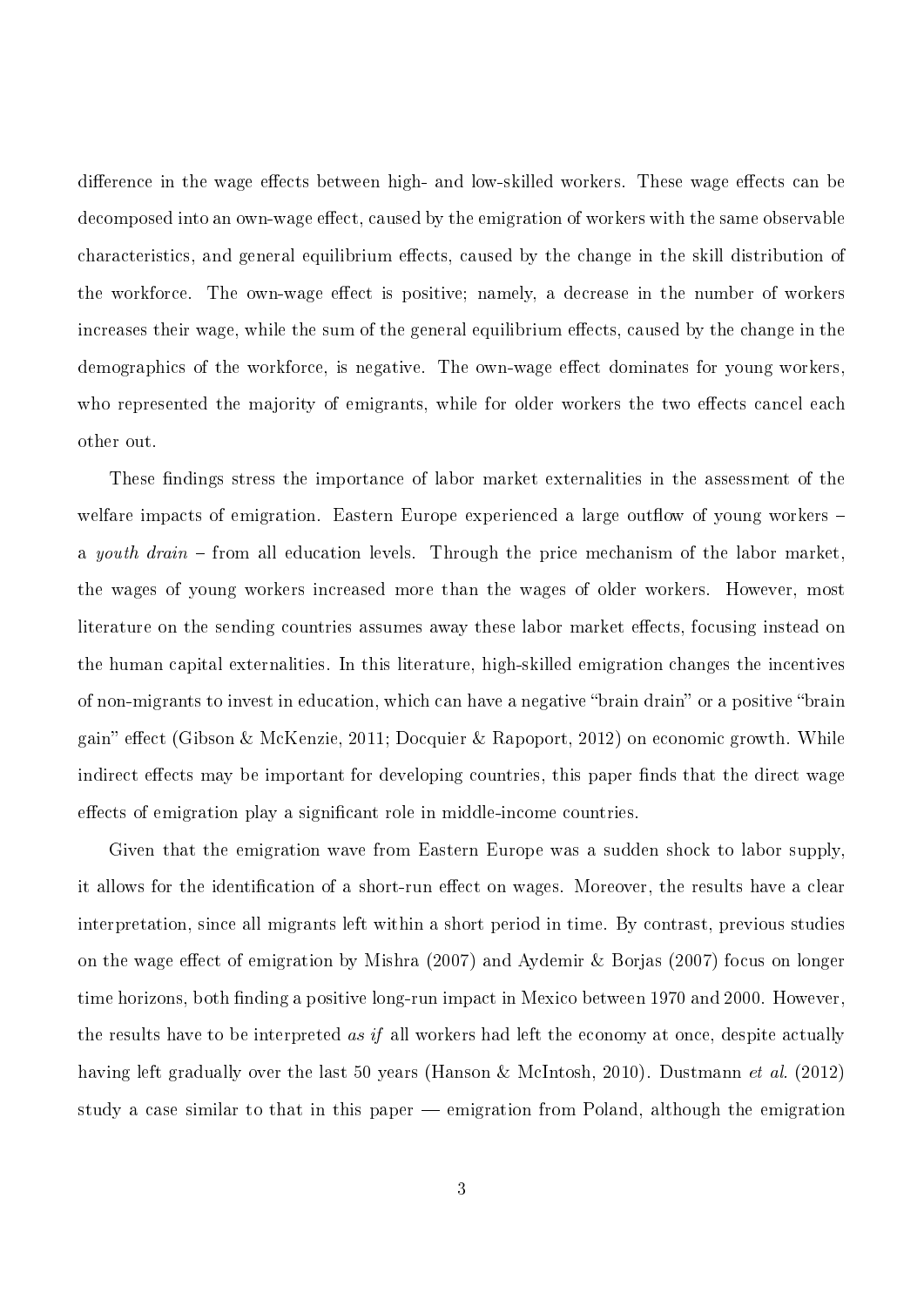difference in the wage effects between high- and low-skilled workers. These wage effects can be decomposed into an own-wage effect, caused by the emigration of workers with the same observable characteristics, and general equilibrium effects, caused by the change in the skill distribution of the workforce. The own-wage effect is positive; namely, a decrease in the number of workers increases their wage, while the sum of the general equilibrium effects, caused by the change in the demographics of the workforce, is negative. The own-wage effect dominates for young workers, who represented the majority of emigrants, while for older workers the two effects cancel each other out.

These findings stress the importance of labor market externalities in the assessment of the welfare impacts of emigration. Eastern Europe experienced a large outflow of young workers – a *youth drain* – from all education levels. Through the price mechanism of the labor market, the wages of young workers increased more than the wages of older workers. However, most literature on the sending countries assumes away these labor market effects, focusing instead on the human capital externalities. In this literature, high-skilled emigration changes the incentives of non-migrants to invest in education, which can have a negative "brain drain" or a positive "brain gain" effect (Gibson & McKenzie, 2011; Docquier & Rapoport, 2012) on economic growth. While indirect effects may be important for developing countries, this paper finds that the direct wage effects of emigration play a significant role in middle-income countries.

Given that the emigration wave from Eastern Europe was a sudden shock to labor supply, it allows for the identification of a short-run effect on wages. Moreover, the results have a clear interpretation, since all migrants left within a short period in time. By contrast, previous studies on the wage effect of emigration by Mishra (2007) and Aydemir & Borjas (2007) focus on longer time horizons, both finding a positive long-run impact in Mexico between 1970 and 2000. However, the results have to be interpreted *as if* all workers had left the economy at once, despite actually having left gradually over the last 50 years (Hanson & McIntosh, 2010). Dustmann *et al.* (2012) study a case similar to that in this paper — emigration from Poland, although the emigration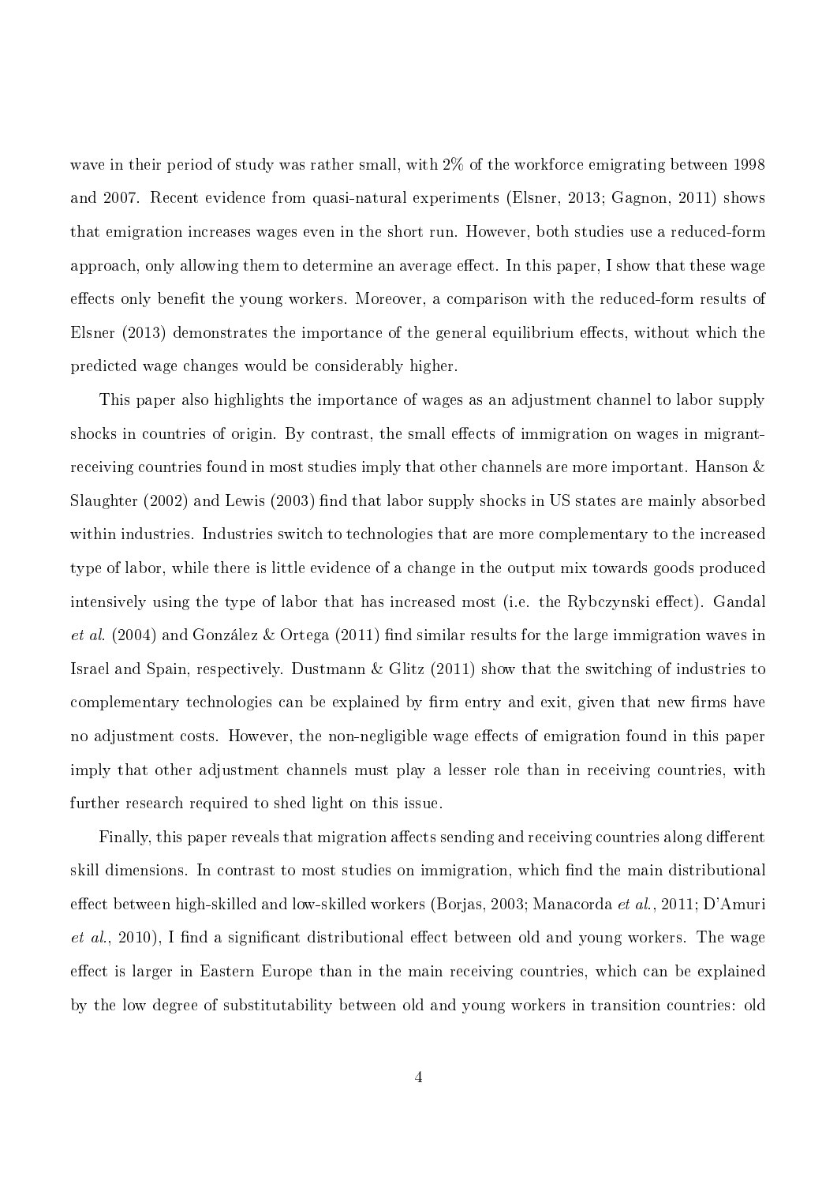wave in their period of study was rather small, with 2% of the workforce emigrating between 1998 and 2007. Recent evidence from quasi-natural experiments (Elsner, 2013; Gagnon, 2011) shows that emigration increases wages even in the short run. However, both studies use a reduced-form approach, only allowing them to determine an average effect. In this paper, I show that these wage effects only benefit the young workers. Moreover, a comparison with the reduced-form results of Elsner (2013) demonstrates the importance of the general equilibrium effects, without which the predicted wage changes would be considerably higher.

This paper also highlights the importance of wages as an adjustment channel to labor supply shocks in countries of origin. By contrast, the small effects of immigration on wages in migrant-receiving countries found in most studies imply that other channels are more important. Hanson & Slaughter (2002) and Lewis (2003) find that labor supply shocks in US states are mainly absorbed within industries. Industries switch to technologies that are more complementary to the increased type of labor, while there is little evidence of a change in the output mix towards goods produced intensively using the type of labor that has increased most (i.e. the Rybczynski effect). Gandal *et al.* (2004) and González & Ortega (2011) find similar results for the large immigration waves in Israel and Spain, respectively. Dustmann & Glitz (2011) show that the switching of industries to complementary technologies can be explained by firm entry and exit, given that new firms have no adjustment costs. However, the non-negligible wage effects of emigration found in this paper imply that other adjustment channels must play a lesser role than in receiving countries, with further research required to shed light on this issue.

Finally, this paper reveals that migration affects sending and receiving countries along different skill dimensions. In contrast to most studies on immigration, which find the main distributional effect between high-skilled and low-skilled workers (Borjas, 2003; Manacorda *et al.*, 2011; D'Amuri *et al.*, 2010), I find a significant distributional effect between old and young workers. The wage effect is larger in Eastern Europe than in the main receiving countries, which can be explained by the low degree of substitutability between old and young workers in transition countries: old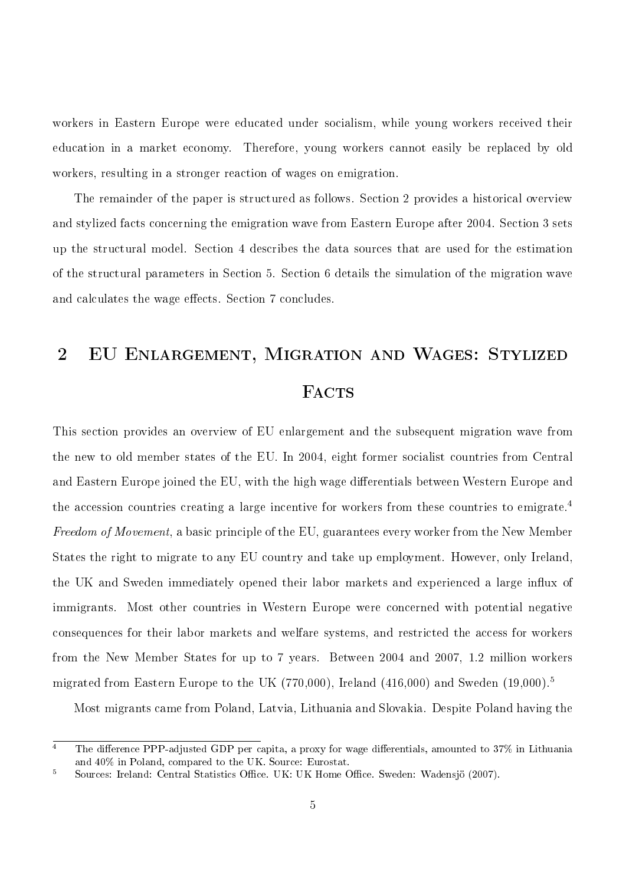workers in Eastern Europe were educated under socialism, while young workers received their education in a market economy. Therefore, young workers cannot easily be replaced by old workers, resulting in a stronger reaction of wages on emigration.

The remainder of the paper is structured as follows. Section 2 provides a historical overview and stylized facts concerning the emigration wave from Eastern Europe after 2004. Section 3 sets up the structural model. Section 4 describes the data sources that are used for the estimation of the structural parameters in Section 5. Section 6 details the simulation of the migration wave and calculates the wage effects. Section 7 concludes.

## 2 EU Enlargement, Migration and Wages: Stylized Facts

This section provides an overview of EU enlargement and the subsequent migration wave from the new to old member states of the EU. In 2004, eight former socialist countries from Central and Eastern Europe joined the EU, with the high wage differentials between Western Europe and the accession countries creating a large incentive for workers from these countries to emigrate.[4] *Freedom of Movement*, a basic principle of the EU, guarantees every worker from the New Member States the right to migrate to any EU country and take up employment. However, only Ireland, the UK and Sweden immediately opened their labor markets and experienced a large influx of immigrants. Most other countries in Western Europe were concerned with potential negative consequences for their labor markets and welfare systems, and restricted the access for workers from the New Member States for up to 7 years. Between 2004 and 2007, 1.2 million workers migrated from Eastern Europe to the UK (770,000), Ireland (416,000) and Sweden (19,000).[5]

Most migrants came from Poland, Latvia, Lithuania and Slovakia. Despite Poland having the

[4] The difference PPP-adjusted GDP per capita, a proxy for wage differentials, amounted to 37% in Lithuania and 40% in Poland, compared to the UK. Source: Eurostat.

[5] Sources: Ireland: Central Statistics Office. UK: UK Home Office. Sweden: Wadensjö (2007).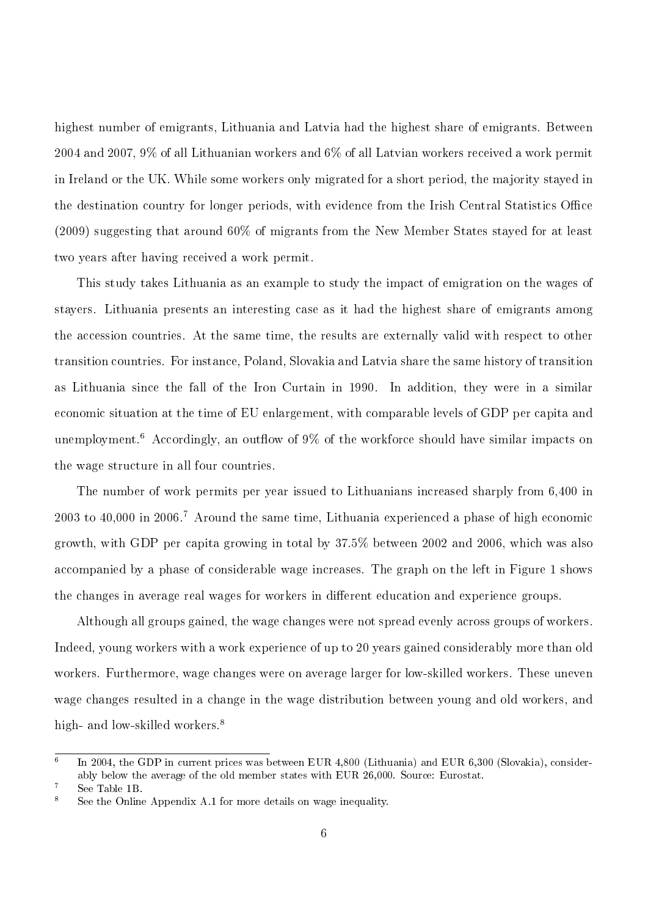highest number of emigrants, Lithuania and Latvia had the highest share of emigrants. Between 2004 and 2007, 9% of all Lithuanian workers and 6% of all Latvian workers received a work permit in Ireland or the UK. While some workers only migrated for a short period, the majority stayed in the destination country for longer periods, with evidence from the Irish Central Statistics Office (2009) suggesting that around 60% of migrants from the New Member States stayed for at least two years after having received a work permit.

This study takes Lithuania as an example to study the impact of emigration on the wages of stayers. Lithuania presents an interesting case as it had the highest share of emigrants among the accession countries. At the same time, the results are externally valid with respect to other transition countries. For instance, Poland, Slovakia and Latvia share the same history of transition as Lithuania since the fall of the Iron Curtain in 1990. In addition, they were in a similar economic situation at the time of EU enlargement, with comparable levels of GDP per capita and unemployment.[6] Accordingly, an outflow of 9% of the workforce should have similar impacts on the wage structure in all four countries.

The number of work permits per year issued to Lithuanians increased sharply from 6,400 in 2003 to 40,000 in 2006.[7] Around the same time, Lithuania experienced a phase of high economic growth, with GDP per capita growing in total by 37.5% between 2002 and 2006, which was also accompanied by a phase of considerable wage increases. The graph on the left in Figure 1 shows the changes in average real wages for workers in different education and experience groups.

Although all groups gained, the wage changes were not spread evenly across groups of workers. Indeed, young workers with a work experience of up to 20 years gained considerably more than old workers. Furthermore, wage changes were on average larger for low-skilled workers. These uneven wage changes resulted in a change in the wage distribution between young and old workers, and high- and low-skilled workers.[8]

[6] In 2004, the GDP in current prices was between EUR 4,800 (Lithuania) and EUR 6,300 (Slovakia), considerably below the average of the old member states with EUR 26,000. Source: Eurostat.

[7] See Table 1B.

[8] See the Online Appendix A.1 for more details on wage inequality.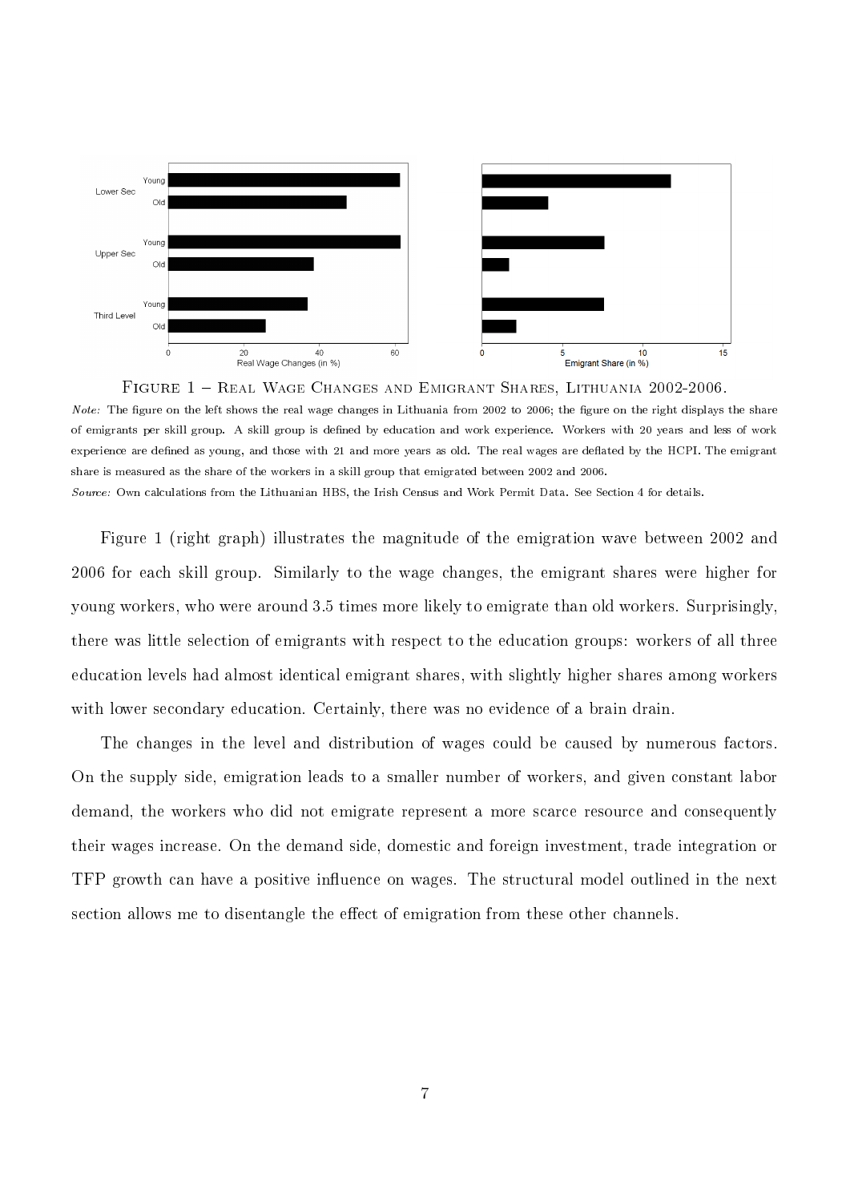Figure 1 – Real Wage Changes and Emigrant Shares, Lithuania 2002-2006.

*Note:* The figure on the left shows the real wage changes in Lithuania from 2002 to 2006; the figure on the right displays the share of emigrants per skill group. A skill group is defined by education and work experience. Workers with 20 years and less of work experience are defined as young, and those with 21 and more years as old. The real wages are deflated by the HCPI. The emigrant share is measured as the share of the workers in a skill group that emigrated between 2002 and 2006.

*Source:* Own calculations from the Lithuanian HBS, the Irish Census and Work Permit Data. See Section 4 for details.

Figure 1 (right graph) illustrates the magnitude of the emigration wave between 2002 and 2006 for each skill group. Similarly to the wage changes, the emigrant shares were higher for young workers, who were around 3.5 times more likely to emigrate than old workers. Surprisingly, there was little selection of emigrants with respect to the education groups: workers of all three education levels had almost identical emigrant shares, with slightly higher shares among workers with lower secondary education. Certainly, there was no evidence of a brain drain.

The changes in the level and distribution of wages could be caused by numerous factors. On the supply side, emigration leads to a smaller number of workers, and given constant labor demand, the workers who did not emigrate represent a more scarce resource and consequently their wages increase. On the demand side, domestic and foreign investment, trade integration or TFP growth can have a positive influence on wages. The structural model outlined in the next section allows me to disentangle the effect of emigration from these other channels.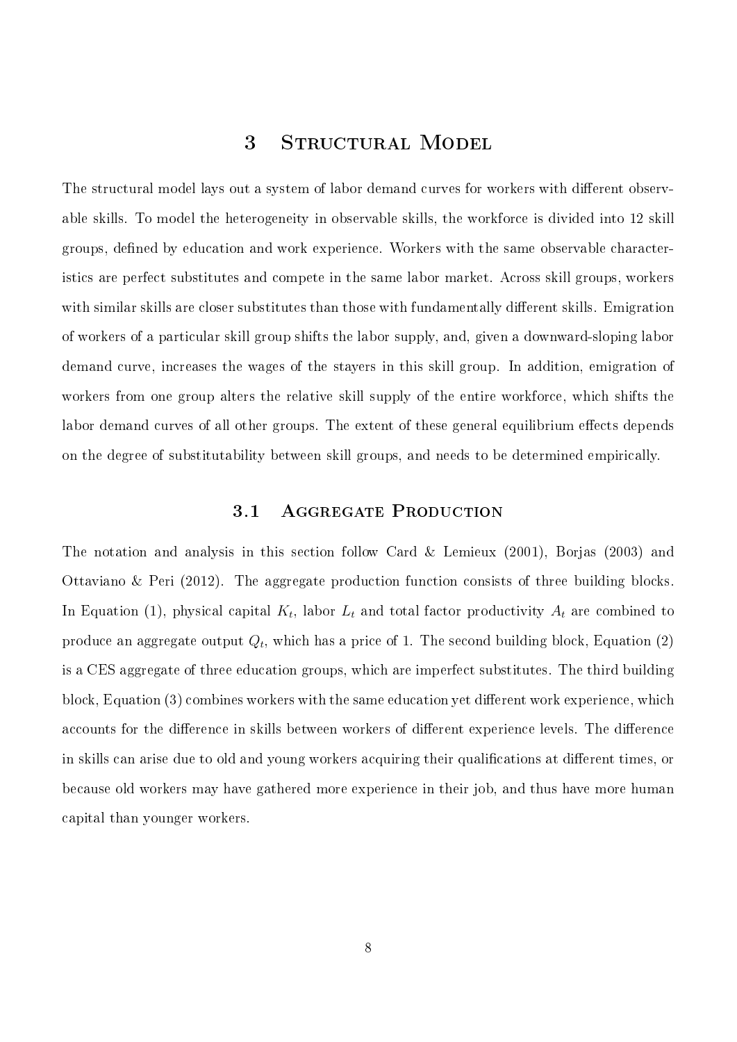# 3 Structural Model

The structural model lays out a system of labor demand curves for workers with different observable skills. To model the heterogeneity in observable skills, the workforce is divided into 12 skill groups, defined by education and work experience. Workers with the same observable characteristics are perfect substitutes and compete in the same labor market. Across skill groups, workers with similar skills are closer substitutes than those with fundamentally different skills. Emigration of workers of a particular skill group shifts the labor supply, and, given a downward-sloping labor demand curve, increases the wages of the stayers in this skill group. In addition, emigration of workers from one group alters the relative skill supply of the entire workforce, which shifts the labor demand curves of all other groups. The extent of these general equilibrium effects depends on the degree of substitutability between skill groups, and needs to be determined empirically.

## 3.1 Aggregate Production

The notation and analysis in this section follow Card & Lemieux (2001), Borjas (2003) and Ottaviano & Peri (2012). The aggregate production function consists of three building blocks. In Equation (1), physical capital $K_t$, labor $L_t$ and total factor productivity $A_t$ are combined to produce an aggregate output $Q_t$, which has a price of 1. The second building block, Equation (2) is a CES aggregate of three education groups, which are imperfect substitutes. The third building block, Equation (3) combines workers with the same education yet different work experience, which accounts for the difference in skills between workers of different experience levels. The difference in skills can arise due to old and young workers acquiring their qualifications at different times, or because old workers may have gathered more experience in their job, and thus have more human capital than younger workers.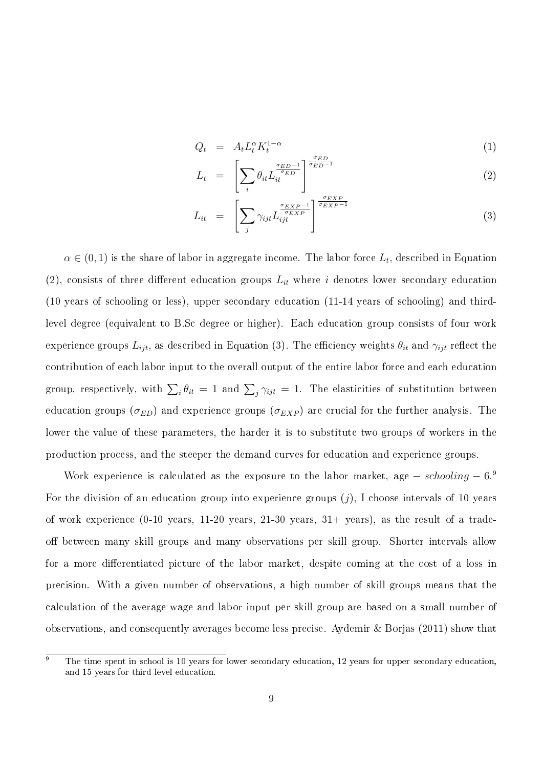$$Q_t = A_t L_t^{\alpha} K_t^{1-\alpha} \tag{1}$$

$$L_t = \left[ \sum_i \theta_{it} L_{it}^{\frac{\sigma_{ED}-1}{\sigma_{ED}}} \right]^{\frac{\sigma_{ED}}{\sigma_{ED}-1}} \tag{2}$$

$$L_{it} = \left[ \sum_j \gamma_{ijt} L_{ijt}^{\frac{\sigma_{EXP}-1}{\sigma_{EXP}}} \right]^{\frac{\sigma_{EXP}}{\sigma_{EXP}-1}} \tag{3}$$

$\alpha \in (0,1)$ is the share of labor in aggregate income. The labor force $L_t$, described in Equation (2), consists of three different education groups $L_{it}$ where $i$ denotes lower secondary education (10 years of schooling or less), upper secondary education (11-14 years of schooling) and third-level degree (equivalent to B.Sc degree or higher). Each education group consists of four work experience groups $L_{ijt}$, as described in Equation (3). The efficiency weights $\theta_{it}$ and $\gamma_{ijt}$ reflect the contribution of each labor input to the overall output of the entire labor force and each education group, respectively, with $\sum_i \theta_{it} = 1$ and $\sum_j \gamma_{ijt} = 1$. The elasticities of substitution between education groups ($\sigma_{ED}$) and experience groups ($\sigma_{EXP}$) are crucial for the further analysis. The lower the value of these parameters, the harder it is to substitute two groups of workers in the production process, and the steeper the demand curves for education and experience groups.

Work experience is calculated as the exposure to the labor market, age $-$ *schooling* $-$ 6.[9] For the division of an education group into experience groups ($j$), I choose intervals of 10 years of work experience (0-10 years, 11-20 years, 21-30 years, 31+ years), as the result of a trade-off between many skill groups and many observations per skill group. Shorter intervals allow for a more differentiated picture of the labor market, despite coming at the cost of a loss in precision. With a given number of observations, a high number of skill groups means that the calculation of the average wage and labor input per skill group are based on a small number of observations, and consequently averages become less precise. Aydemir & Borjas (2011) show that

[9] The time spent in school is 10 years for lower secondary education, 12 years for upper secondary education, and 15 years for third-level education.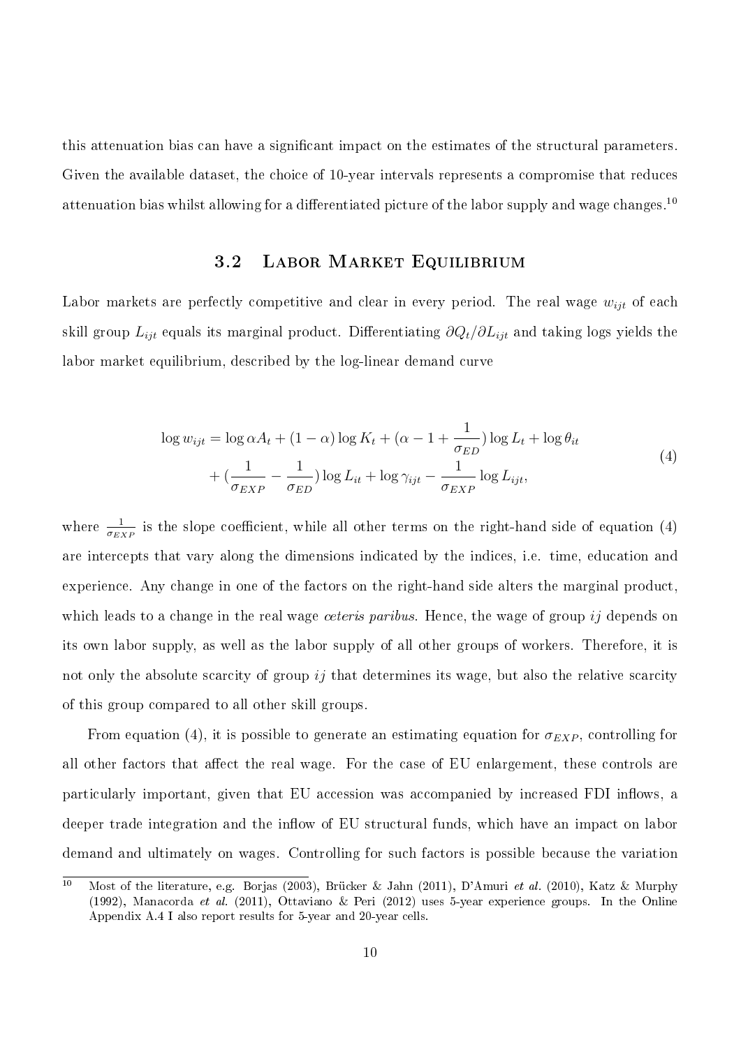this attenuation bias can have a significant impact on the estimates of the structural parameters. Given the available dataset, the choice of 10-year intervals represents a compromise that reduces attenuation bias whilst allowing for a differentiated picture of the labor supply and wage changes.[10]

### 3.2 Labor Market Equilibrium

Labor markets are perfectly competitive and clear in every period. The real wage $w_{ijt}$ of each skill group $L_{ijt}$ equals its marginal product. Differentiating $\partial Q_t / \partial L_{ijt}$ and taking logs yields the labor market equilibrium, described by the log-linear demand curve

$$
\begin{aligned}
\log w_{ijt} = \log \alpha A_t + (1-\alpha) \log K_t + (\alpha - 1 + \frac{1}{\sigma_{ED}}) \log L_t + \log \theta_{it} \\
+ (\frac{1}{\sigma_{EXP}} - \frac{1}{\sigma_{ED}}) \log L_{it} + \log \gamma_{ijt} - \frac{1}{\sigma_{EXP}} \log L_{ijt},
\end{aligned}
\tag{4}
$$

where $\frac{1}{\sigma_{EXP}}$ is the slope coefficient, while all other terms on the right-hand side of equation (4) are intercepts that vary along the dimensions indicated by the indices, i.e. time, education and experience. Any change in one of the factors on the right-hand side alters the marginal product, which leads to a change in the real wage *ceteris paribus*. Hence, the wage of group $ij$ depends on its own labor supply, as well as the labor supply of all other groups of workers. Therefore, it is not only the absolute scarcity of group $ij$ that determines its wage, but also the relative scarcity of this group compared to all other skill groups.

From equation (4), it is possible to generate an estimating equation for $\sigma_{EXP}$, controlling for all other factors that affect the real wage. For the case of EU enlargement, these controls are particularly important, given that EU accession was accompanied by increased FDI inflows, a deeper trade integration and the inflow of EU structural funds, which have an impact on labor demand and ultimately on wages. Controlling for such factors is possible because the variation

---

[10] Most of the literature, e.g. Borjas (2003), Brücker & Jahn (2011), D'Amuri *et al.* (2010), Katz & Murphy (1992), Manacorda *et al.* (2011), Ottaviano & Peri (2012) uses 5-year experience groups. In the Online Appendix A.4 I also report results for 5-year and 20-year cells.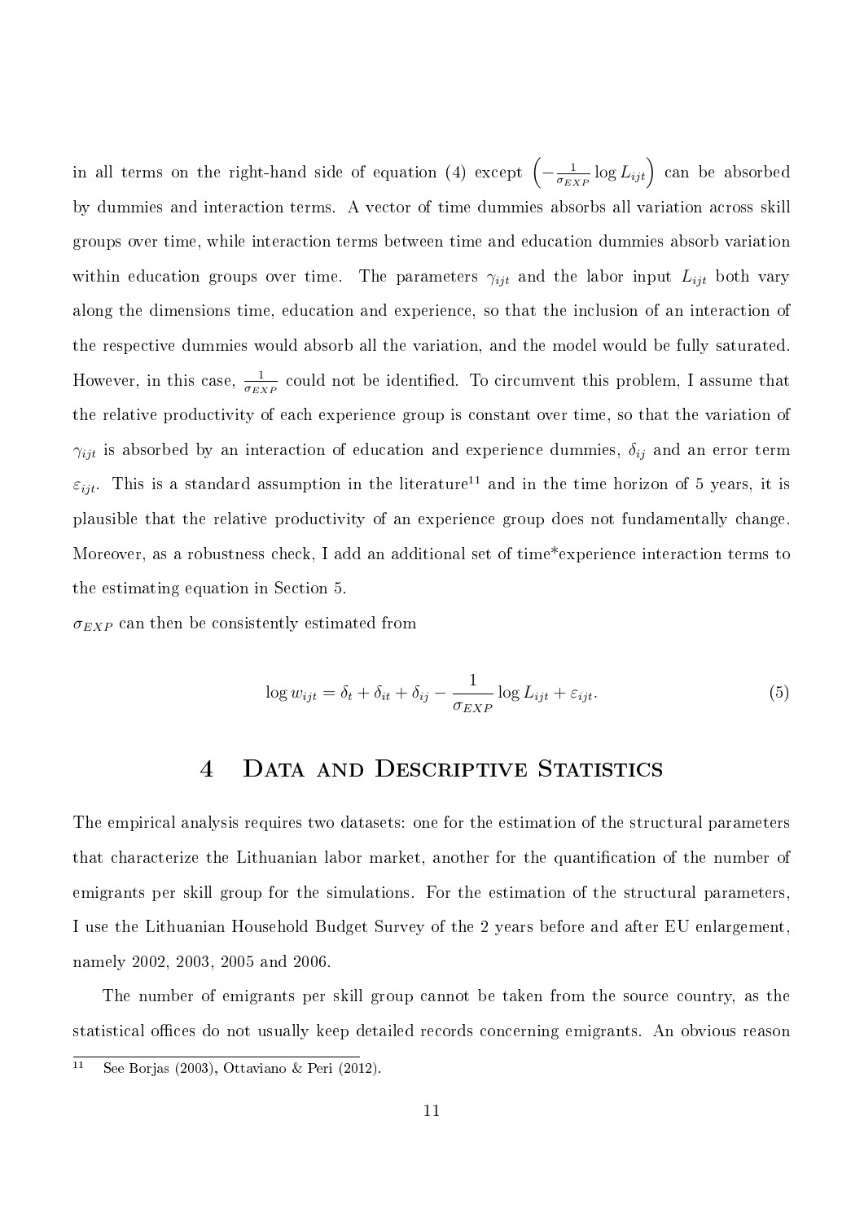in all terms on the right-hand side of equation (4) except $\left(-\frac{1}{\sigma_{EXP}}\log L_{ijt}\right)$ can be absorbed by dummies and interaction terms. A vector of time dummies absorbs all variation across skill groups over time, while interaction terms between time and education dummies absorb variation within education groups over time. The parameters $\gamma_{ijt}$ and the labor input $L_{ijt}$ both vary along the dimensions time, education and experience, so that the inclusion of an interaction of the respective dummies would absorb all the variation, and the model would be fully saturated. However, in this case, $\frac{1}{\sigma_{EXP}}$ could not be identified. To circumvent this problem, I assume that the relative productivity of each experience group is constant over time, so that the variation of $\gamma_{ijt}$ is absorbed by an interaction of education and experience dummies, $\delta_{ij}$ and an error term $\varepsilon_{ijt}$. This is a standard assumption in the literature[11] and in the time horizon of 5 years, it is plausible that the relative productivity of an experience group does not fundamentally change. Moreover, as a robustness check, I add an additional set of time*experience interaction terms to the estimating equation in Section 5.

$\sigma_{EXP}$ can then be consistently estimated from

$$\log w_{ijt} = \delta_t + \delta_{it} + \delta_{ij} - \frac{1}{\sigma_{EXP}}\log L_{ijt} + \varepsilon_{ijt}. \tag{5}$$

# 4 Data and Descriptive Statistics

The empirical analysis requires two datasets: one for the estimation of the structural parameters that characterize the Lithuanian labor market, another for the quantification of the number of emigrants per skill group for the simulations. For the estimation of the structural parameters, I use the Lithuanian Household Budget Survey of the 2 years before and after EU enlargement, namely 2002, 2003, 2005 and 2006.

The number of emigrants per skill group cannot be taken from the source country, as the statistical offices do not usually keep detailed records concerning emigrants. An obvious reason

[11] See Borjas (2003), Ottaviano & Peri (2012).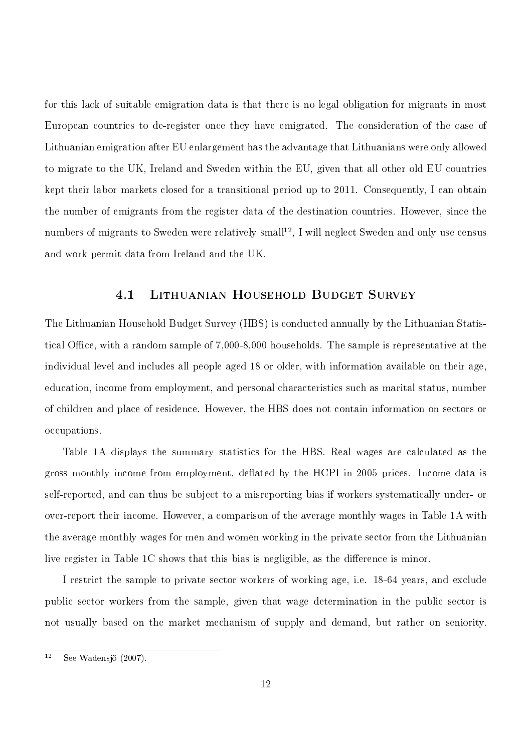for this lack of suitable emigration data is that there is no legal obligation for migrants in most European countries to de-register once they have emigrated. The consideration of the case of Lithuanian emigration after EU enlargement has the advantage that Lithuanians were only allowed to migrate to the UK, Ireland and Sweden within the EU, given that all other old EU countries kept their labor markets closed for a transitional period up to 2011. Consequently, I can obtain the number of emigrants from the register data of the destination countries. However, since the numbers of migrants to Sweden were relatively small[12], I will neglect Sweden and only use census and work permit data from Ireland and the UK.

## 4.1 Lithuanian Household Budget Survey

The Lithuanian Household Budget Survey (HBS) is conducted annually by the Lithuanian Statistical Office, with a random sample of 7,000-8,000 households. The sample is representative at the individual level and includes all people aged 18 or older, with information available on their age, education, income from employment, and personal characteristics such as marital status, number of children and place of residence. However, the HBS does not contain information on sectors or occupations.

Table 1A displays the summary statistics for the HBS. Real wages are calculated as the gross monthly income from employment, deflated by the HCPI in 2005 prices. Income data is self-reported, and can thus be subject to a misreporting bias if workers systematically under- or over-report their income. However, a comparison of the average monthly wages in Table 1A with the average monthly wages for men and women working in the private sector from the Lithuanian live register in Table 1C shows that this bias is negligible, as the difference is minor.

I restrict the sample to private sector workers of working age, i.e. 18-64 years, and exclude public sector workers from the sample, given that wage determination in the public sector is not usually based on the market mechanism of supply and demand, but rather on seniority.

[12] See Wadensjö (2007).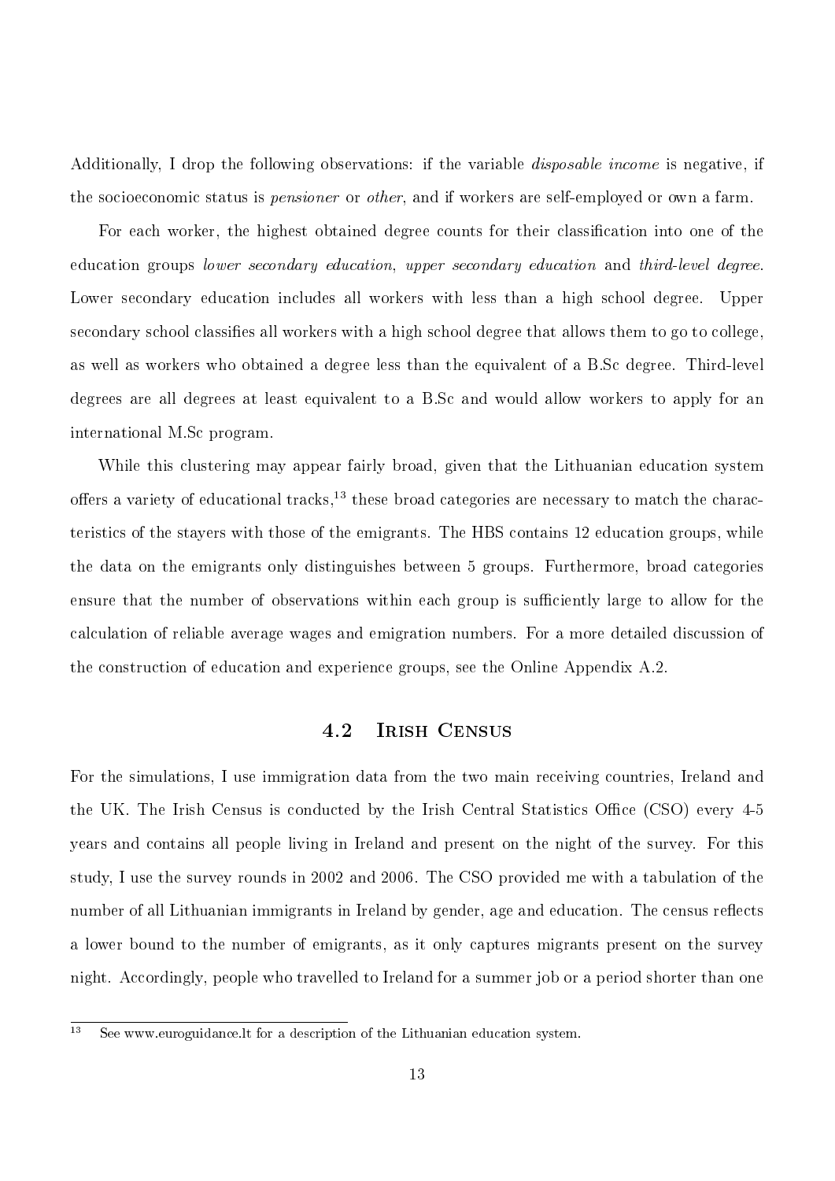Additionally, I drop the following observations: if the variable *disposable income* is negative, if the socioeconomic status is *pensioner* or *other*, and if workers are self-employed or own a farm.

For each worker, the highest obtained degree counts for their classification into one of the education groups *lower secondary education*, *upper secondary education* and *third-level degree*. Lower secondary education includes all workers with less than a high school degree. Upper secondary school classifies all workers with a high school degree that allows them to go to college, as well as workers who obtained a degree less than the equivalent of a B.Sc degree. Third-level degrees are all degrees at least equivalent to a B.Sc and would allow workers to apply for an international M.Sc program.

While this clustering may appear fairly broad, given that the Lithuanian education system offers a variety of educational tracks,[13] these broad categories are necessary to match the characteristics of the stayers with those of the emigrants. The HBS contains 12 education groups, while the data on the emigrants only distinguishes between 5 groups. Furthermore, broad categories ensure that the number of observations within each group is sufficiently large to allow for the calculation of reliable average wages and emigration numbers. For a more detailed discussion of the construction of education and experience groups, see the Online Appendix A.2.

## 4.2 Irish Census

For the simulations, I use immigration data from the two main receiving countries, Ireland and the UK. The Irish Census is conducted by the Irish Central Statistics Office (CSO) every 4-5 years and contains all people living in Ireland and present on the night of the survey. For this study, I use the survey rounds in 2002 and 2006. The CSO provided me with a tabulation of the number of all Lithuanian immigrants in Ireland by gender, age and education. The census reflects a lower bound to the number of emigrants, as it only captures migrants present on the survey night. Accordingly, people who travelled to Ireland for a summer job or a period shorter than one

[13] See www.euroguidance.lt for a description of the Lithuanian education system.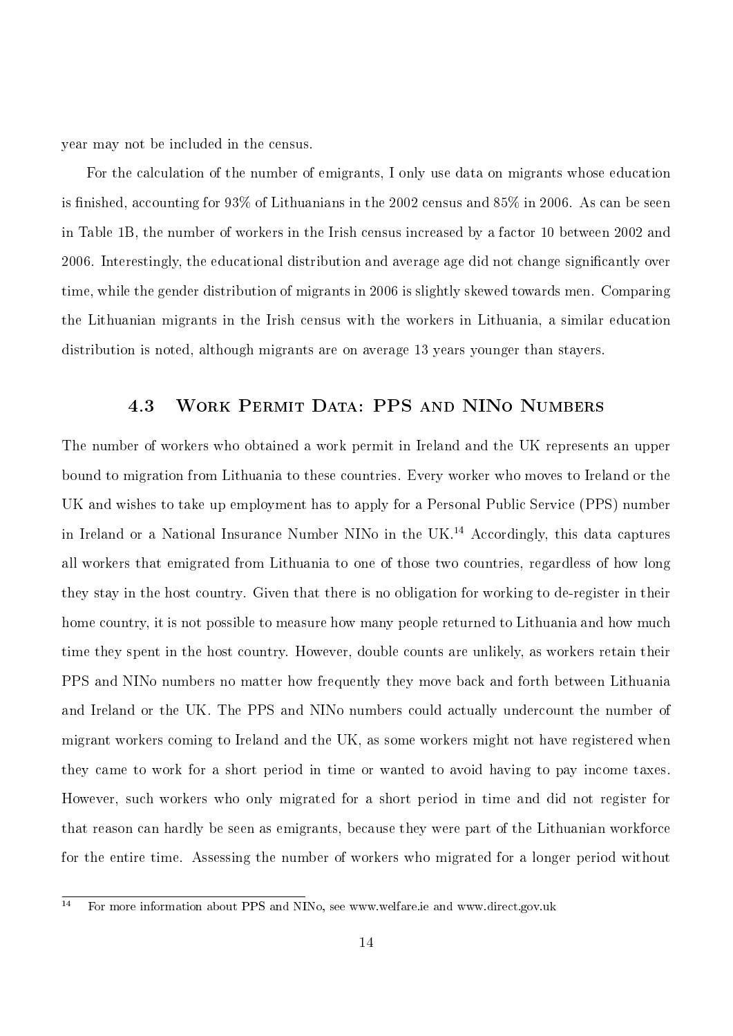year may not be included in the census.

For the calculation of the number of emigrants, I only use data on migrants whose education is finished, accounting for 93% of Lithuanians in the 2002 census and 85% in 2006. As can be seen in Table 1B, the number of workers in the Irish census increased by a factor 10 between 2002 and 2006. Interestingly, the educational distribution and average age did not change significantly over time, while the gender distribution of migrants in 2006 is slightly skewed towards men. Comparing the Lithuanian migrants in the Irish census with the workers in Lithuania, a similar education distribution is noted, although migrants are on average 13 years younger than stayers.

### 4.3 Work Permit Data: PPS and NINo Numbers

The number of workers who obtained a work permit in Ireland and the UK represents an upper bound to migration from Lithuania to these countries. Every worker who moves to Ireland or the UK and wishes to take up employment has to apply for a Personal Public Service (PPS) number in Ireland or a National Insurance Number NINo in the UK.[14] Accordingly, this data captures all workers that emigrated from Lithuania to one of those two countries, regardless of how long they stay in the host country. Given that there is no obligation for working to de-register in their home country, it is not possible to measure how many people returned to Lithuania and how much time they spent in the host country. However, double counts are unlikely, as workers retain their PPS and NINo numbers no matter how frequently they move back and forth between Lithuania and Ireland or the UK. The PPS and NINo numbers could actually undercount the number of migrant workers coming to Ireland and the UK, as some workers might not have registered when they came to work for a short period in time or wanted to avoid having to pay income taxes. However, such workers who only migrated for a short period in time and did not register for that reason can hardly be seen as emigrants, because they were part of the Lithuanian workforce for the entire time. Assessing the number of workers who migrated for a longer period without

[14] For more information about PPS and NINo, see www.welfare.ie and www.direct.gov.uk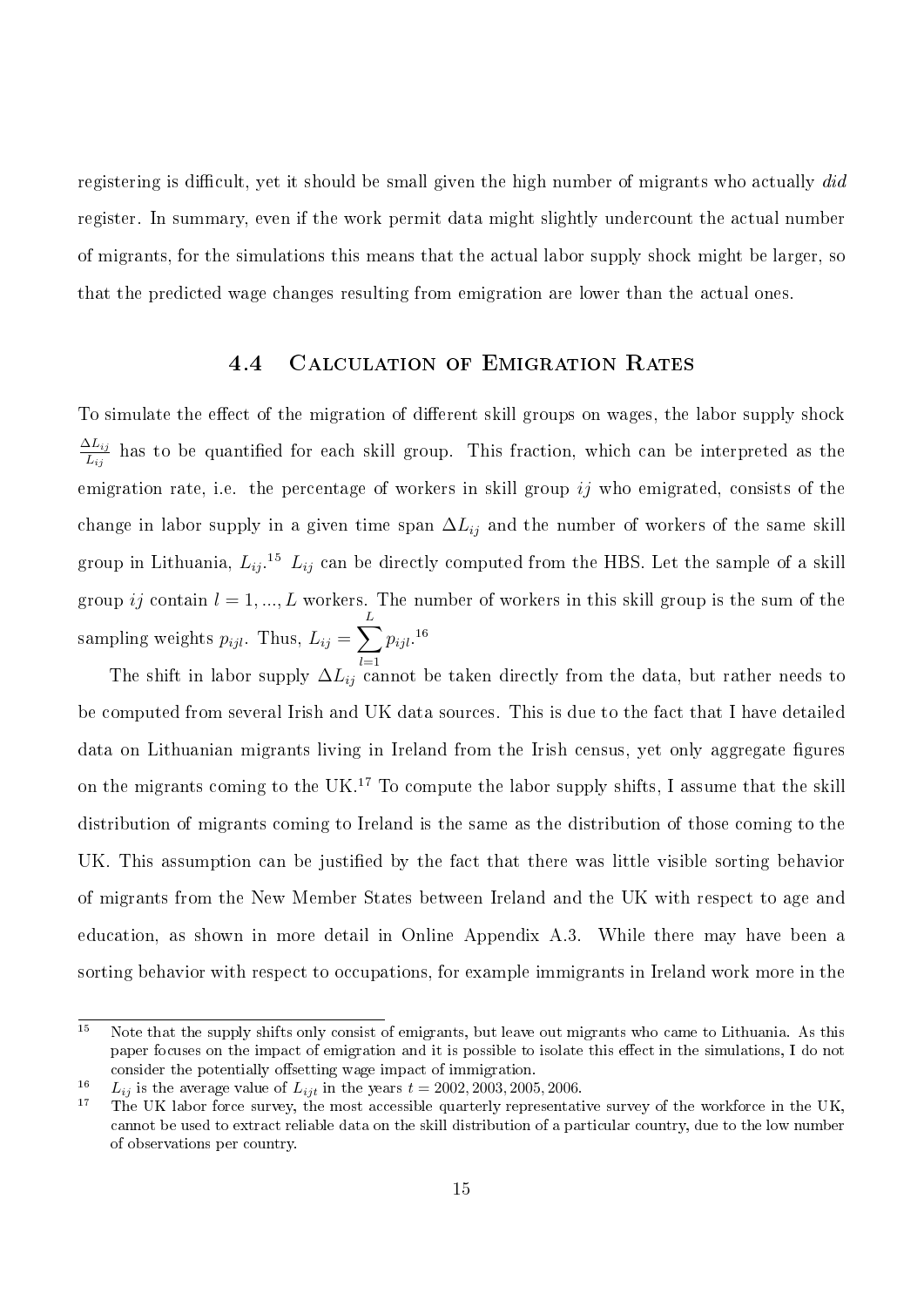registering is difficult, yet it should be small given the high number of migrants who actually *did* register. In summary, even if the work permit data might slightly undercount the actual number of migrants, for the simulations this means that the actual labor supply shock might be larger, so that the predicted wage changes resulting from emigration are lower than the actual ones.

### 4.4 Calculation of Emigration Rates

To simulate the effect of the migration of different skill groups on wages, the labor supply shock $\frac{\Delta L_{ij}}{L_{ij}}$ has to be quantified for each skill group. This fraction, which can be interpreted as the emigration rate, i.e. the percentage of workers in skill group $ij$ who emigrated, consists of the change in labor supply in a given time span $\Delta L_{ij}$ and the number of workers of the same skill group in Lithuania, $L_{ij}$.[15] $L_{ij}$ can be directly computed from the HBS. Let the sample of a skill group $ij$ contain $l = 1, ..., L$ workers. The number of workers in this skill group is the sum of the sampling weights $p_{ijl}$. Thus, $L_{ij} = \sum_{l=1}^{L} p_{ijl}$.[16]

The shift in labor supply $\Delta L_{ij}$ cannot be taken directly from the data, but rather needs to be computed from several Irish and UK data sources. This is due to the fact that I have detailed data on Lithuanian migrants living in Ireland from the Irish census, yet only aggregate figures on the migrants coming to the UK.[17] To compute the labor supply shifts, I assume that the skill distribution of migrants coming to Ireland is the same as the distribution of those coming to the UK. This assumption can be justified by the fact that there was little visible sorting behavior of migrants from the New Member States between Ireland and the UK with respect to age and education, as shown in more detail in Online Appendix A.3. While there may have been a sorting behavior with respect to occupations, for example immigrants in Ireland work more in the

---

[15] Note that the supply shifts only consist of emigrants, but leave out migrants who came to Lithuania. As this paper focuses on the impact of emigration and it is possible to isolate this effect in the simulations, I do not consider the potentially offsetting wage impact of immigration.

[16] $L_{ij}$ is the average value of $L_{ijt}$ in the years $t = 2002, 2003, 2005, 2006$.

[17] The UK labor force survey, the most accessible quarterly representative survey of the workforce in the UK, cannot be used to extract reliable data on the skill distribution of a particular country, due to the low number of observations per country.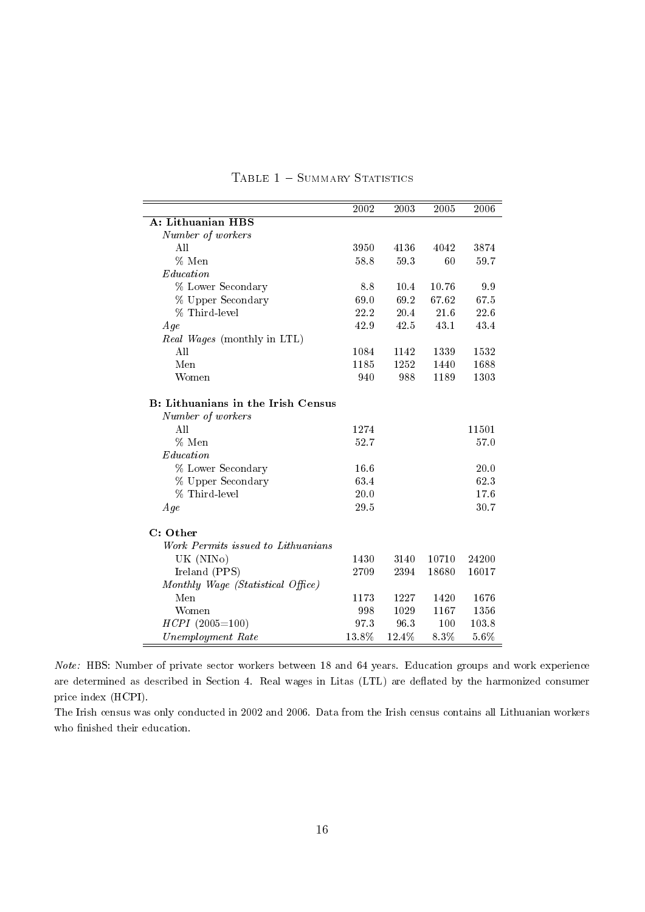Table 1 – Summary Statistics

| | 2002 | 2003 | 2005 | 2006 |
|---|---|---|---|---|
| **A: Lithuanian HBS** | | | | |
| *Number of workers* | | | | |
| All | 3950 | 4136 | 4042 | 3874 |
| % Men | 58.8 | 59.3 | 60 | 59.7 |
| *Education* | | | | |
| % Lower Secondary | 8.8 | 10.4 | 10.76 | 9.9 |
| % Upper Secondary | 69.0 | 69.2 | 67.62 | 67.5 |
| % Third-level | 22.2 | 20.4 | 21.6 | 22.6 |
| *Age* | 42.9 | 42.5 | 43.1 | 43.4 |
| *Real Wages* (monthly in LTL) | | | | |
| All | 1084 | 1142 | 1339 | 1532 |
| Men | 1185 | 1252 | 1440 | 1688 |
| Women | 940 | 988 | 1189 | 1303 |
| **B: Lithuanians in the Irish Census** | | | | |
| *Number of workers* | | | | |
| All | 1274 | | | 11501 |
| % Men | 52.7 | | | 57.0 |
| *Education* | | | | |
| % Lower Secondary | 16.6 | | | 20.0 |
| % Upper Secondary | 63.4 | | | 62.3 |
| % Third-level | 20.0 | | | 17.6 |
| *Age* | 29.5 | | | 30.7 |
| **C: Other** | | | | |
| *Work Permits issued to Lithuanians* | | | | |
| UK (NINo) | 1430 | 3140 | 10710 | 24200 |
| Ireland (PPS) | 2709 | 2394 | 18680 | 16017 |
| *Monthly Wage (Statistical Office)* | | | | |
| Men | 1173 | 1227 | 1420 | 1676 |
| Women | 998 | 1029 | 1167 | 1356 |
| *HCPI* (2005=100) | 97.3 | 96.3 | 100 | 103.8 |
| *Unemployment Rate* | 13.8% | 12.4% | 8.3% | 5.6% |

*Note:* HBS: Number of private sector workers between 18 and 64 years. Education groups and work experience are determined as described in Section 4. Real wages in Litas (LTL) are deflated by the harmonized consumer price index (HCPI).

The Irish census was only conducted in 2002 and 2006. Data from the Irish census contains all Lithuanian workers who finished their education.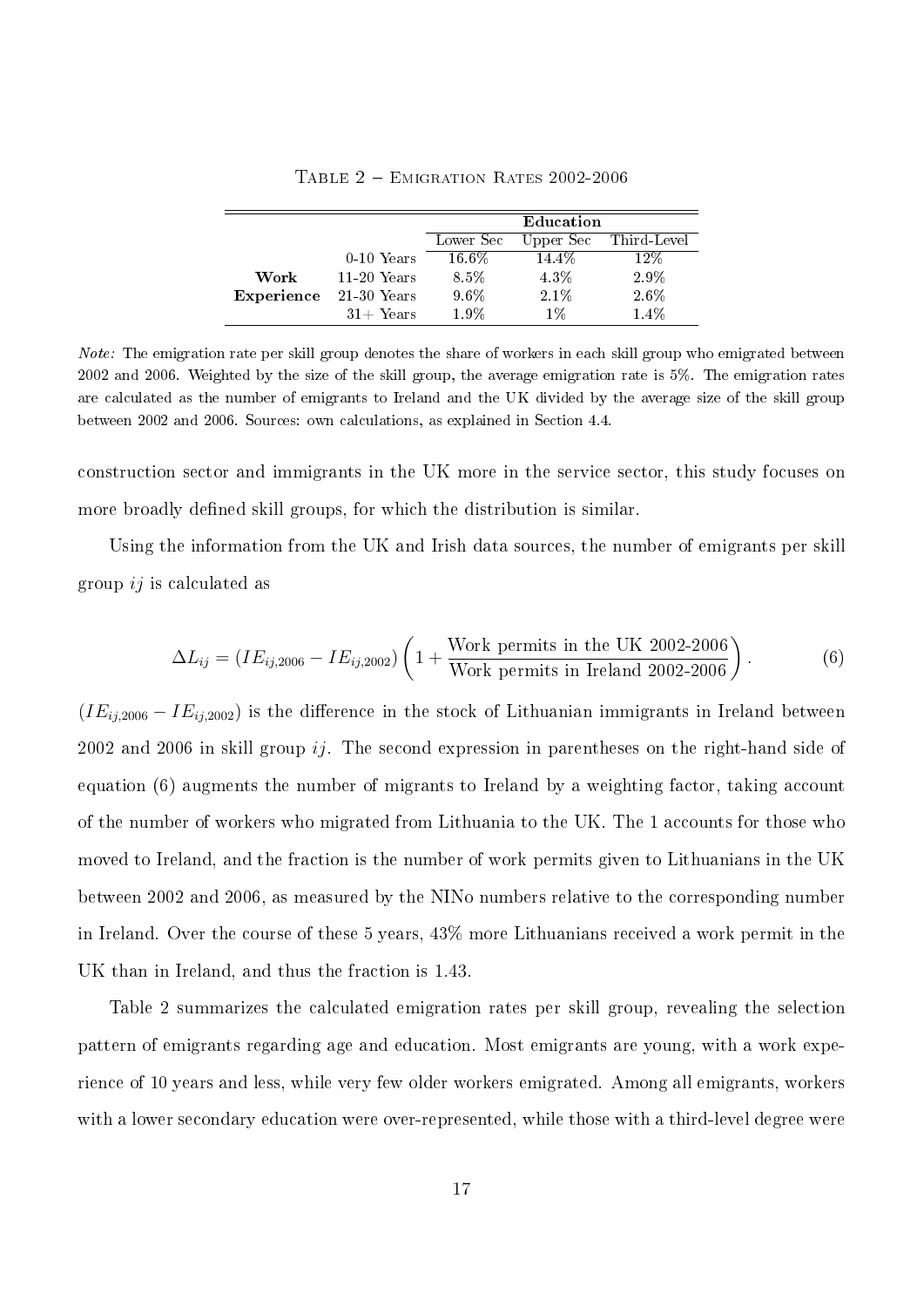Table 2 – Emigration Rates 2002-2006

| | | Education | | |
|---|---|---|---|---|
| | | Lower Sec | Upper Sec | Third-Level |
| **Work Experience** | 0-10 Years | 16.6% | 14.4% | 12% |
| | 11-20 Years | 8.5% | 4.3% | 2.9% |
| | 21-30 Years | 9.6% | 2.1% | 2.6% |
| | 31+ Years | 1.9% | 1% | 1.4% |

*Note:* The emigration rate per skill group denotes the share of workers in each skill group who emigrated between 2002 and 2006. Weighted by the size of the skill group, the average emigration rate is 5%. The emigration rates are calculated as the number of emigrants to Ireland and the UK divided by the average size of the skill group between 2002 and 2006. Sources: own calculations, as explained in Section 4.4.

construction sector and immigrants in the UK more in the service sector, this study focuses on more broadly defined skill groups, for which the distribution is similar.

Using the information from the UK and Irish data sources, the number of emigrants per skill group $ij$ is calculated as

$$\Delta L_{ij} = (IE_{ij,2006} - IE_{ij,2002}) \left(1 + \frac{\text{Work permits in the UK 2002-2006}}{\text{Work permits in Ireland 2002-2006}}\right). \tag{6}$$

$(IE_{ij,2006} - IE_{ij,2002})$ is the difference in the stock of Lithuanian immigrants in Ireland between 2002 and 2006 in skill group $ij$. The second expression in parentheses on the right-hand side of equation (6) augments the number of migrants to Ireland by a weighting factor, taking account of the number of workers who migrated from Lithuania to the UK. The 1 accounts for those who moved to Ireland, and the fraction is the number of work permits given to Lithuanians in the UK between 2002 and 2006, as measured by the NINo numbers relative to the corresponding number in Ireland. Over the course of these 5 years, 43% more Lithuanians received a work permit in the UK than in Ireland, and thus the fraction is 1.43.

Table 2 summarizes the calculated emigration rates per skill group, revealing the selection pattern of emigrants regarding age and education. Most emigrants are young, with a work experience of 10 years and less, while very few older workers emigrated. Among all emigrants, workers with a lower secondary education were over-represented, while those with a third-level degree were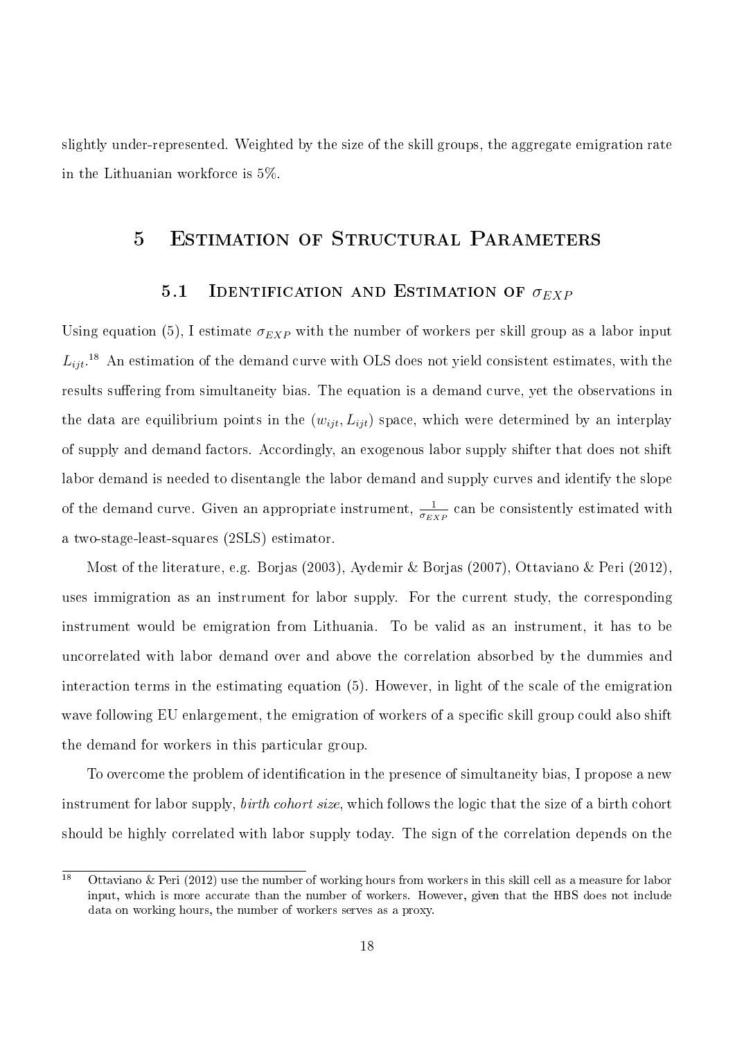slightly under-represented. Weighted by the size of the skill groups, the aggregate emigration rate in the Lithuanian workforce is 5%.

# 5 Estimation of Structural Parameters

## 5.1 Identification and Estimation of $\sigma_{EXP}$

Using equation (5), I estimate $\sigma_{EXP}$ with the number of workers per skill group as a labor input $L_{ijt}$.[18] An estimation of the demand curve with OLS does not yield consistent estimates, with the results suffering from simultaneity bias. The equation is a demand curve, yet the observations in the data are equilibrium points in the $(w_{ijt}, L_{ijt})$ space, which were determined by an interplay of supply and demand factors. Accordingly, an exogenous labor supply shifter that does not shift labor demand is needed to disentangle the labor demand and supply curves and identify the slope of the demand curve. Given an appropriate instrument, $\frac{1}{\sigma_{EXP}}$ can be consistently estimated with a two-stage-least-squares (2SLS) estimator.

Most of the literature, e.g. Borjas (2003), Aydemir & Borjas (2007), Ottaviano & Peri (2012), uses immigration as an instrument for labor supply. For the current study, the corresponding instrument would be emigration from Lithuania. To be valid as an instrument, it has to be uncorrelated with labor demand over and above the correlation absorbed by the dummies and interaction terms in the estimating equation (5). However, in light of the scale of the emigration wave following EU enlargement, the emigration of workers of a specific skill group could also shift the demand for workers in this particular group.

To overcome the problem of identification in the presence of simultaneity bias, I propose a new instrument for labor supply, *birth cohort size*, which follows the logic that the size of a birth cohort should be highly correlated with labor supply today. The sign of the correlation depends on the

[18] Ottaviano & Peri (2012) use the number of working hours from workers in this skill cell as a measure for labor input, which is more accurate than the number of workers. However, given that the HBS does not include data on working hours, the number of workers serves as a proxy.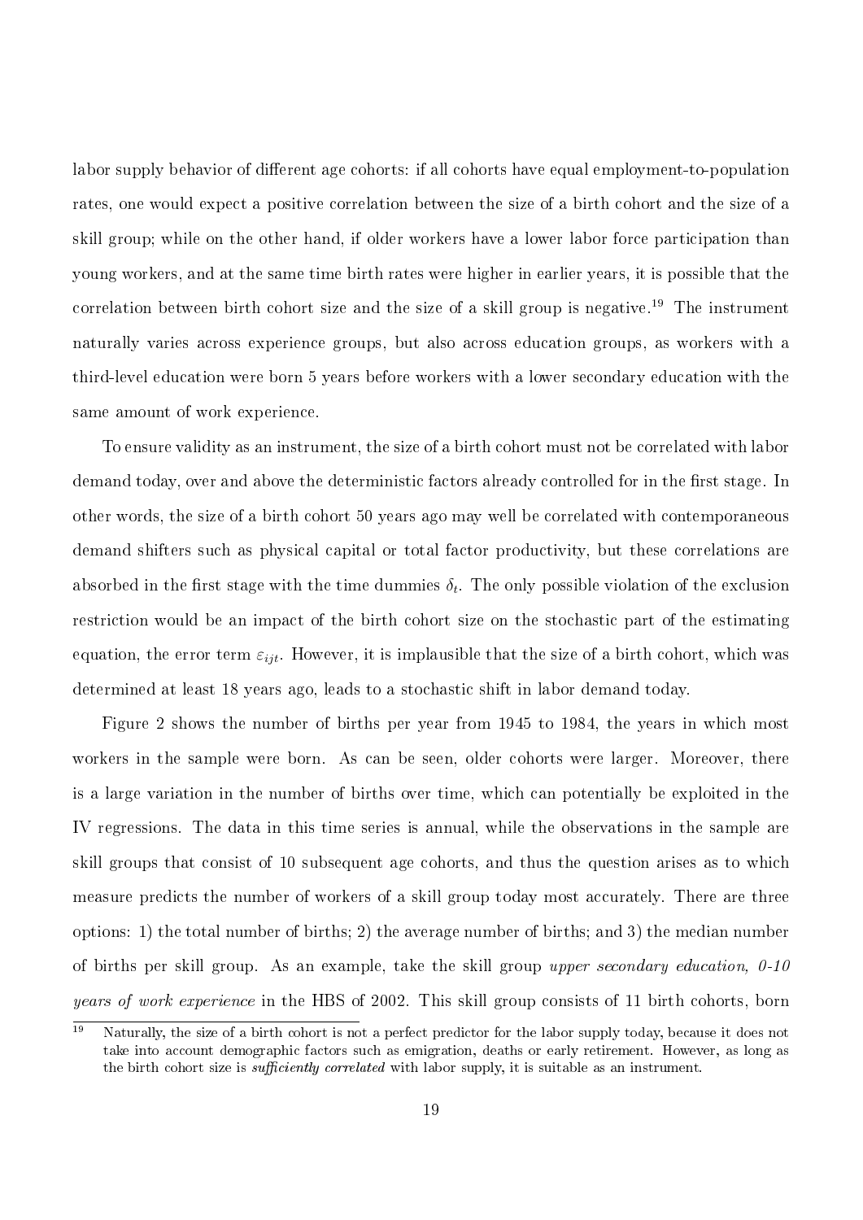labor supply behavior of different age cohorts: if all cohorts have equal employment-to-population rates, one would expect a positive correlation between the size of a birth cohort and the size of a skill group; while on the other hand, if older workers have a lower labor force participation than young workers, and at the same time birth rates were higher in earlier years, it is possible that the correlation between birth cohort size and the size of a skill group is negative.[19] The instrument naturally varies across experience groups, but also across education groups, as workers with a third-level education were born 5 years before workers with a lower secondary education with the same amount of work experience.

To ensure validity as an instrument, the size of a birth cohort must not be correlated with labor demand today, over and above the deterministic factors already controlled for in the first stage. In other words, the size of a birth cohort 50 years ago may well be correlated with contemporaneous demand shifters such as physical capital or total factor productivity, but these correlations are absorbed in the first stage with the time dummies $\delta_t$. The only possible violation of the exclusion restriction would be an impact of the birth cohort size on the stochastic part of the estimating equation, the error term $\varepsilon_{ijt}$. However, it is implausible that the size of a birth cohort, which was determined at least 18 years ago, leads to a stochastic shift in labor demand today.

Figure 2 shows the number of births per year from 1945 to 1984, the years in which most workers in the sample were born. As can be seen, older cohorts were larger. Moreover, there is a large variation in the number of births over time, which can potentially be exploited in the IV regressions. The data in this time series is annual, while the observations in the sample are skill groups that consist of 10 subsequent age cohorts, and thus the question arises as to which measure predicts the number of workers of a skill group today most accurately. There are three options: 1) the total number of births; 2) the average number of births; and 3) the median number of births per skill group. As an example, take the skill group *upper secondary education, 0-10 years of work experience* in the HBS of 2002. This skill group consists of 11 birth cohorts, born

[19] Naturally, the size of a birth cohort is not a perfect predictor for the labor supply today, because it does not take into account demographic factors such as emigration, deaths or early retirement. However, as long as the birth cohort size is *sufficiently correlated* with labor supply, it is suitable as an instrument.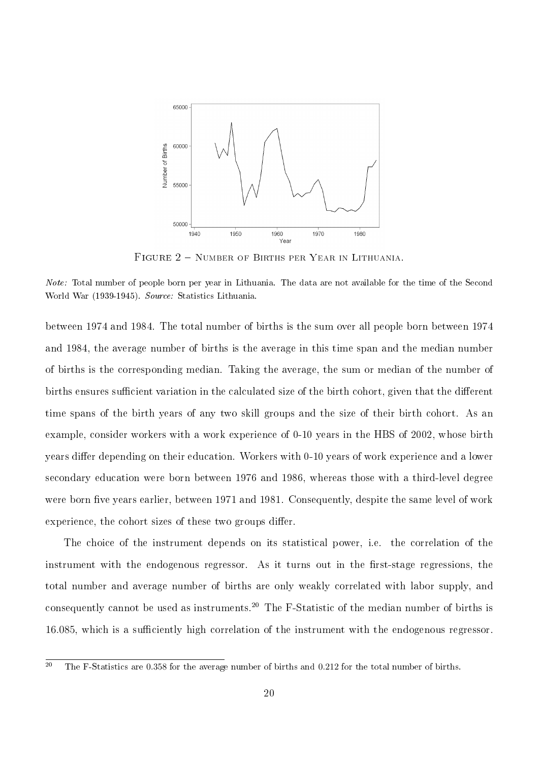FIGURE 2 – NUMBER OF BIRTHS PER YEAR IN LITHUANIA.

*Note:* Total number of people born per year in Lithuania. The data are not available for the time of the Second World War (1939-1945). *Source:* Statistics Lithuania.

between 1974 and 1984. The total number of births is the sum over all people born between 1974 and 1984, the average number of births is the average in this time span and the median number of births is the corresponding median. Taking the average, the sum or median of the number of births ensures sufficient variation in the calculated size of the birth cohort, given that the different time spans of the birth years of any two skill groups and the size of their birth cohort. As an example, consider workers with a work experience of 0-10 years in the HBS of 2002, whose birth years differ depending on their education. Workers with 0-10 years of work experience and a lower secondary education were born between 1976 and 1986, whereas those with a third-level degree were born five years earlier, between 1971 and 1981. Consequently, despite the same level of work experience, the cohort sizes of these two groups differ.

The choice of the instrument depends on its statistical power, i.e. the correlation of the instrument with the endogenous regressor. As it turns out in the first-stage regressions, the total number and average number of births are only weakly correlated with labor supply, and consequently cannot be used as instruments.[20] The F-Statistic of the median number of births is 16.085, which is a sufficiently high correlation of the instrument with the endogenous regressor.

[20] The F-Statistics are 0.358 for the average number of births and 0.212 for the total number of births.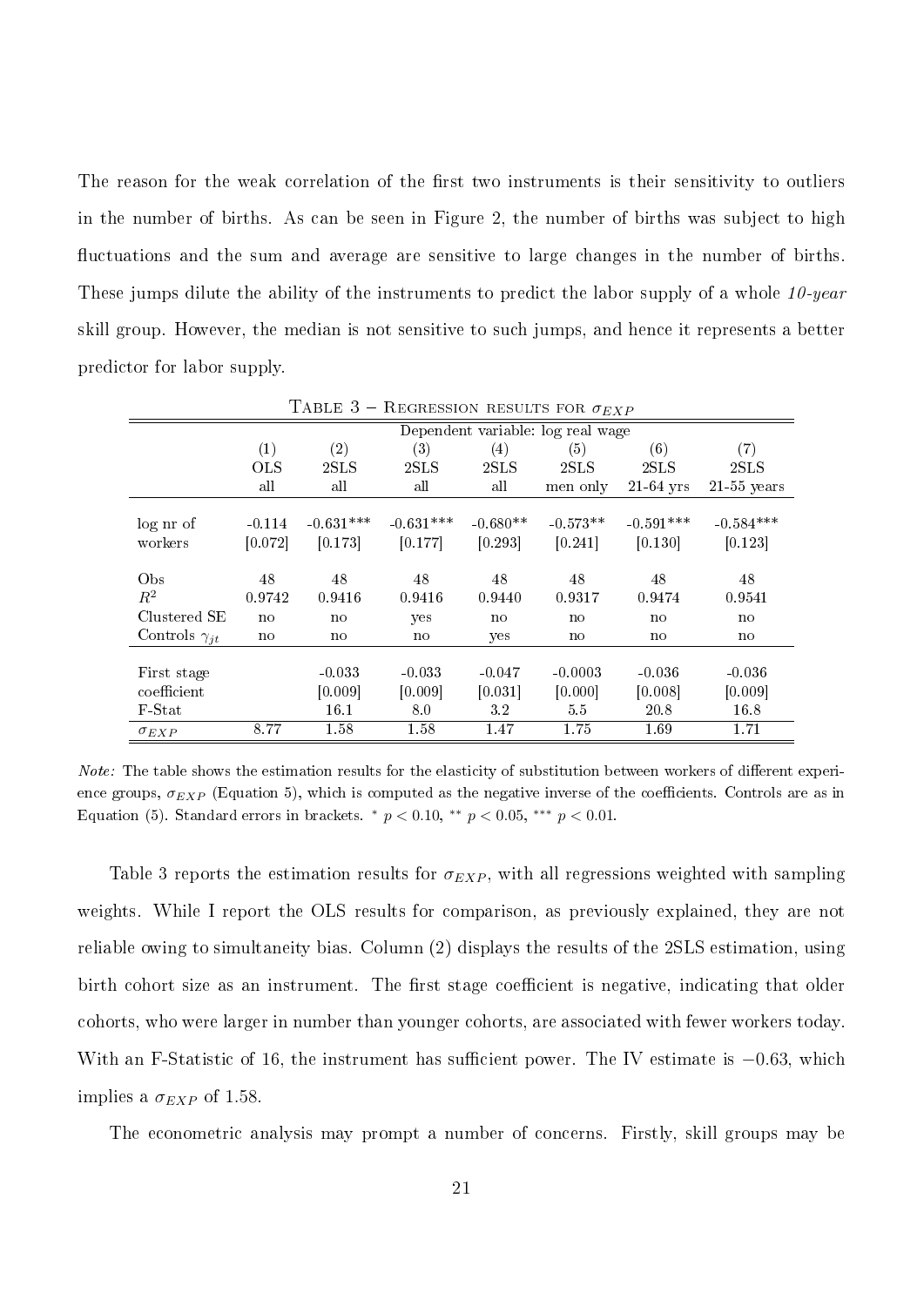The reason for the weak correlation of the first two instruments is their sensitivity to outliers in the number of births. As can be seen in Figure 2, the number of births was subject to high fluctuations and the sum and average are sensitive to large changes in the number of births. These jumps dilute the ability of the instruments to predict the labor supply of a whole *10-year* skill group. However, the median is not sensitive to such jumps, and hence it represents a better predictor for labor supply.

Table 3 – Regression results for $\sigma_{EXP}$

| | Dependent variable: log real wage | | | | | | |
|---|---|---|---|---|---|---|---|
| | (1) | (2) | (3) | (4) | (5) | (6) | (7) |
| | OLS | 2SLS | 2SLS | 2SLS | 2SLS | 2SLS | 2SLS |
| | all | all | all | all | men only | 21-64 yrs | 21-55 years |
| log nr of workers | -0.114 | -0.631*** | -0.631*** | -0.680** | -0.573** | -0.591*** | -0.584*** |
| | [0.072] | [0.173] | [0.177] | [0.293] | [0.241] | [0.130] | [0.123] |
| Obs | 48 | 48 | 48 | 48 | 48 | 48 | 48 |
| $R^2$ | 0.9742 | 0.9416 | 0.9416 | 0.9440 | 0.9317 | 0.9474 | 0.9541 |
| Clustered SE | no | no | yes | no | no | no | no |
| Controls $\gamma_{jt}$ | no | no | no | yes | no | no | no |
| First stage coefficient | | -0.033 | -0.033 | -0.047 | -0.0003 | -0.036 | -0.036 |
| | | [0.009] | [0.009] | [0.031] | [0.000] | [0.008] | [0.009] |
| F-Stat | | 16.1 | 8.0 | 3.2 | 5.5 | 20.8 | 16.8 |
| $\sigma_{EXP}$ | 8.77 | 1.58 | 1.58 | 1.47 | 1.75 | 1.69 | 1.71 |

*Note:* The table shows the estimation results for the elasticity of substitution between workers of different experience groups, $\sigma_{EXP}$ (Equation 5), which is computed as the negative inverse of the coefficients. Controls are as in Equation (5). Standard errors in brackets. $^{*}$ $p < 0.10$, $^{**}$ $p < 0.05$, $^{***}$ $p < 0.01$.

Table 3 reports the estimation results for $\sigma_{EXP}$, with all regressions weighted with sampling weights. While I report the OLS results for comparison, as previously explained, they are not reliable owing to simultaneity bias. Column (2) displays the results of the 2SLS estimation, using birth cohort size as an instrument. The first stage coefficient is negative, indicating that older cohorts, who were larger in number than younger cohorts, are associated with fewer workers today. With an F-Statistic of 16, the instrument has sufficient power. The IV estimate is $-0.63$, which implies a $\sigma_{EXP}$ of 1.58.

The econometric analysis may prompt a number of concerns. Firstly, skill groups may be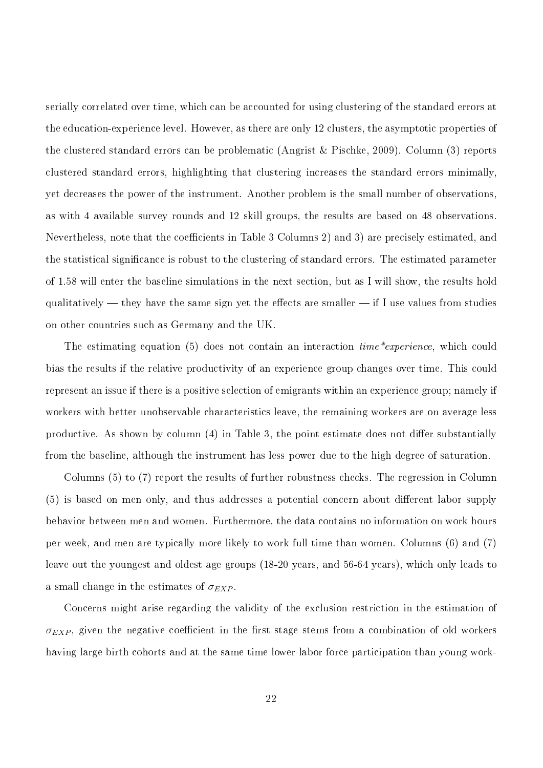serially correlated over time, which can be accounted for using clustering of the standard errors at the education-experience level. However, as there are only 12 clusters, the asymptotic properties of the clustered standard errors can be problematic (Angrist & Pischke, 2009). Column (3) reports clustered standard errors, highlighting that clustering increases the standard errors minimally, yet decreases the power of the instrument. Another problem is the small number of observations, as with 4 available survey rounds and 12 skill groups, the results are based on 48 observations. Nevertheless, note that the coefficients in Table 3 Columns 2) and 3) are precisely estimated, and the statistical significance is robust to the clustering of standard errors. The estimated parameter of 1.58 will enter the baseline simulations in the next section, but as I will show, the results hold qualitatively — they have the same sign yet the effects are smaller — if I use values from studies on other countries such as Germany and the UK.

The estimating equation (5) does not contain an interaction *time*experience*, which could bias the results if the relative productivity of an experience group changes over time. This could represent an issue if there is a positive selection of emigrants within an experience group; namely if workers with better unobservable characteristics leave, the remaining workers are on average less productive. As shown by column (4) in Table 3, the point estimate does not differ substantially from the baseline, although the instrument has less power due to the high degree of saturation.

Columns (5) to (7) report the results of further robustness checks. The regression in Column (5) is based on men only, and thus addresses a potential concern about different labor supply behavior between men and women. Furthermore, the data contains no information on work hours per week, and men are typically more likely to work full time than women. Columns (6) and (7) leave out the youngest and oldest age groups (18-20 years, and 56-64 years), which only leads to a small change in the estimates of $\sigma_{EXP}$.

Concerns might arise regarding the validity of the exclusion restriction in the estimation of $\sigma_{EXP}$, given the negative coefficient in the first stage stems from a combination of old workers having large birth cohorts and at the same time lower labor force participation than young work-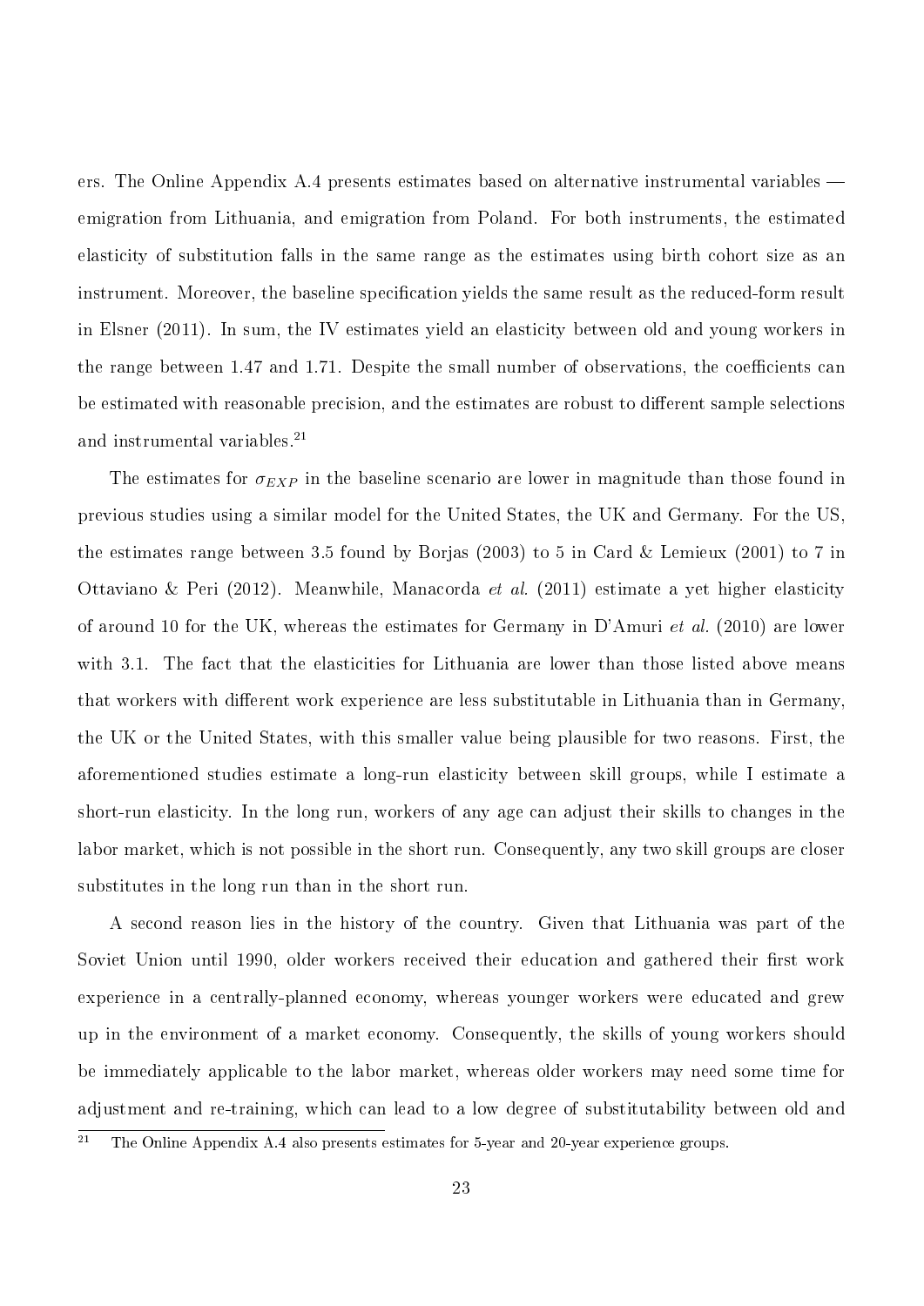ers. The Online Appendix A.4 presents estimates based on alternative instrumental variables — emigration from Lithuania, and emigration from Poland. For both instruments, the estimated elasticity of substitution falls in the same range as the estimates using birth cohort size as an instrument. Moreover, the baseline specification yields the same result as the reduced-form result in Elsner (2011). In sum, the IV estimates yield an elasticity between old and young workers in the range between 1.47 and 1.71. Despite the small number of observations, the coefficients can be estimated with reasonable precision, and the estimates are robust to different sample selections and instrumental variables.[21]

The estimates for $\sigma_{EXP}$ in the baseline scenario are lower in magnitude than those found in previous studies using a similar model for the United States, the UK and Germany. For the US, the estimates range between 3.5 found by Borjas (2003) to 5 in Card & Lemieux (2001) to 7 in Ottaviano & Peri (2012). Meanwhile, Manacorda *et al.* (2011) estimate a yet higher elasticity of around 10 for the UK, whereas the estimates for Germany in D'Amuri *et al.* (2010) are lower with 3.1. The fact that the elasticities for Lithuania are lower than those listed above means that workers with different work experience are less substitutable in Lithuania than in Germany, the UK or the United States, with this smaller value being plausible for two reasons. First, the aforementioned studies estimate a long-run elasticity between skill groups, while I estimate a short-run elasticity. In the long run, workers of any age can adjust their skills to changes in the labor market, which is not possible in the short run. Consequently, any two skill groups are closer substitutes in the long run than in the short run.

A second reason lies in the history of the country. Given that Lithuania was part of the Soviet Union until 1990, older workers received their education and gathered their first work experience in a centrally-planned economy, whereas younger workers were educated and grew up in the environment of a market economy. Consequently, the skills of young workers should be immediately applicable to the labor market, whereas older workers may need some time for adjustment and re-training, which can lead to a low degree of substitutability between old and

[21] The Online Appendix A.4 also presents estimates for 5-year and 20-year experience groups.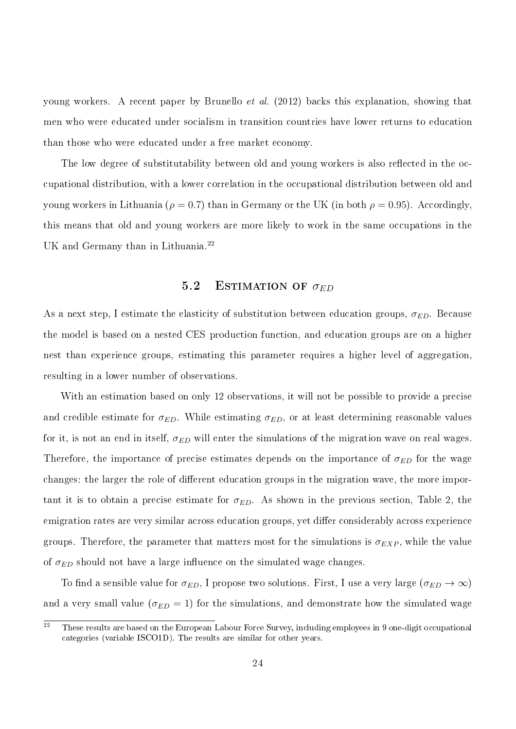young workers. A recent paper by Brunello *et al.* (2012) backs this explanation, showing that men who were educated under socialism in transition countries have lower returns to education than those who were educated under a free market economy.

The low degree of substitutability between old and young workers is also reflected in the occupational distribution, with a lower correlation in the occupational distribution between old and young workers in Lithuania ($\rho = 0.7$) than in Germany or the UK (in both $\rho = 0.95$). Accordingly, this means that old and young workers are more likely to work in the same occupations in the UK and Germany than in Lithuania.[22]

## 5.2 Estimation of $\sigma_{ED}$

As a next step, I estimate the elasticity of substitution between education groups, $\sigma_{ED}$. Because the model is based on a nested CES production function, and education groups are on a higher nest than experience groups, estimating this parameter requires a higher level of aggregation, resulting in a lower number of observations.

With an estimation based on only 12 observations, it will not be possible to provide a precise and credible estimate for $\sigma_{ED}$. While estimating $\sigma_{ED}$, or at least determining reasonable values for it, is not an end in itself, $\sigma_{ED}$ will enter the simulations of the migration wave on real wages. Therefore, the importance of precise estimates depends on the importance of $\sigma_{ED}$ for the wage changes: the larger the role of different education groups in the migration wave, the more important it is to obtain a precise estimate for $\sigma_{ED}$. As shown in the previous section, Table 2, the emigration rates are very similar across education groups, yet differ considerably across experience groups. Therefore, the parameter that matters most for the simulations is $\sigma_{EXP}$, while the value of $\sigma_{ED}$ should not have a large influence on the simulated wage changes.

To find a sensible value for $\sigma_{ED}$, I propose two solutions. First, I use a very large ($\sigma_{ED} \rightarrow \infty$) and a very small value ($\sigma_{ED} = 1$) for the simulations, and demonstrate how the simulated wage

[22] These results are based on the European Labour Force Survey, including employees in 9 one-digit occupational categories (variable ISCO1D). The results are similar for other years.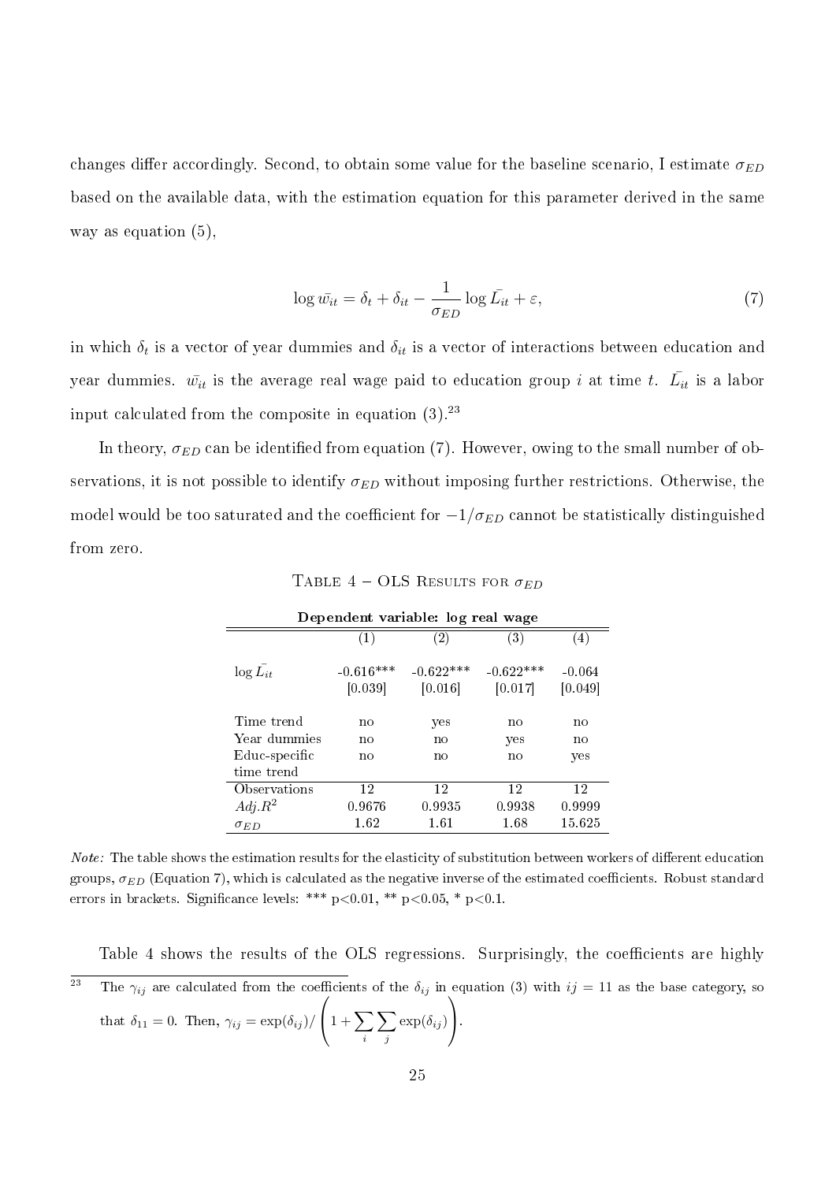changes differ accordingly. Second, to obtain some value for the baseline scenario, I estimate $\sigma_{ED}$ based on the available data, with the estimation equation for this parameter derived in the same way as equation (5),

$$\log \bar{w_{it}} = \delta_t + \delta_{it} - \frac{1}{\sigma_{ED}} \log \bar{L_{it}} + \varepsilon, \tag{7}$$

in which $\delta_t$ is a vector of year dummies and $\delta_{it}$ is a vector of interactions between education and year dummies. $\bar{w_{it}}$ is the average real wage paid to education group $i$ at time $t$. $\bar{L_{it}}$ is a labor input calculated from the composite in equation (3).[23]

In theory, $\sigma_{ED}$ can be identified from equation (7). However, owing to the small number of observations, it is not possible to identify $\sigma_{ED}$ without imposing further restrictions. Otherwise, the model would be too saturated and the coefficient for $-1/\sigma_{ED}$ cannot be statistically distinguished from zero.

Table 4 – OLS Results for $\sigma_{ED}$

| **Dependent variable: log real wage** | | | | |
|---|---|---|---|---|
| | (1) | (2) | (3) | (4) |
| $\log \bar{L_{it}}$ | -0.616*** | -0.622*** | -0.622*** | -0.064 |
| | [0.039] | [0.016] | [0.017] | [0.049] |
| Time trend | no | yes | no | no |
| Year dummies | no | no | yes | no |
| Educ-specific time trend | no | no | no | yes |
| Observations | 12 | 12 | 12 | 12 |
| $Adj.R^2$ | 0.9676 | 0.9935 | 0.9938 | 0.9999 |
| $\sigma_{ED}$ | 1.62 | 1.61 | 1.68 | 15.625 |

*Note:* The table shows the estimation results for the elasticity of substitution between workers of different education groups, $\sigma_{ED}$ (Equation 7), which is calculated as the negative inverse of the estimated coefficients. Robust standard errors in brackets. Significance levels: *** p<0.01, ** p<0.05, * p<0.1.

Table 4 shows the results of the OLS regressions. Surprisingly, the coefficients are highly

[23] The $\gamma_{ij}$ are calculated from the coefficients of the $\delta_{ij}$ in equation (3) with $ij = 11$ as the base category, so that $\delta_{11} = 0$. Then, $\gamma_{ij} = \exp(\delta_{ij}) / \left(1 + \sum_i \sum_j \exp(\delta_{ij})\right)$.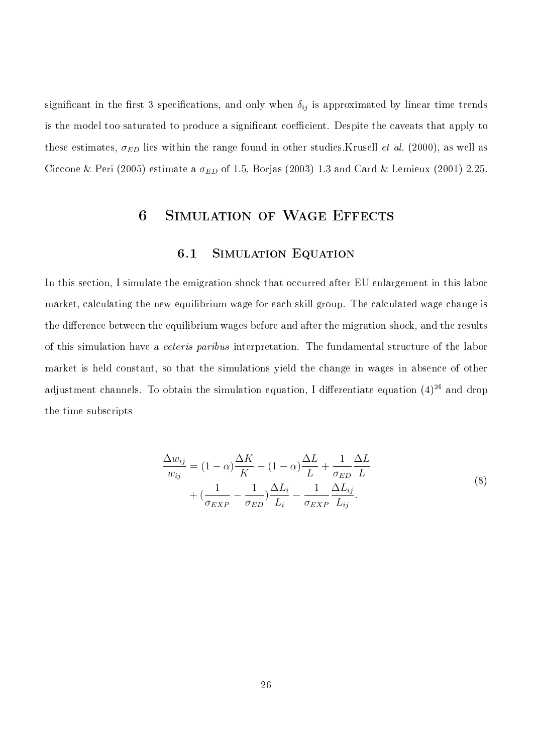significant in the first 3 specifications, and only when $\delta_{ij}$ is approximated by linear time trends is the model too saturated to produce a significant coefficient. Despite the caveats that apply to these estimates, $\sigma_{ED}$ lies within the range found in other studies.Krusell *et al.* (2000), as well as Ciccone & Peri (2005) estimate a $\sigma_{ED}$ of 1.5, Borjas (2003) 1.3 and Card & Lemieux (2001) 2.25.

# 6 Simulation of Wage Effects

## 6.1 Simulation Equation

In this section, I simulate the emigration shock that occurred after EU enlargement in this labor market, calculating the new equilibrium wage for each skill group. The calculated wage change is the difference between the equilibrium wages before and after the migration shock, and the results of this simulation have a *ceteris paribus* interpretation. The fundamental structure of the labor market is held constant, so that the simulations yield the change in wages in absence of other adjustment channels. To obtain the simulation equation, I differentiate equation (4)[24] and drop the time subscripts

$$
\begin{aligned}
\frac{\Delta w_{ij}}{w_{ij}} = (1-\alpha)\frac{\Delta K}{K} - (1-\alpha)\frac{\Delta L}{L} + \frac{1}{\sigma_{ED}}\frac{\Delta L}{L} \\
+ (\frac{1}{\sigma_{EXP}} - \frac{1}{\sigma_{ED}})\frac{\Delta L_i}{L_i} - \frac{1}{\sigma_{EXP}}\frac{\Delta L_{ij}}{L_{ij}}.
\end{aligned}
\tag{8}
$$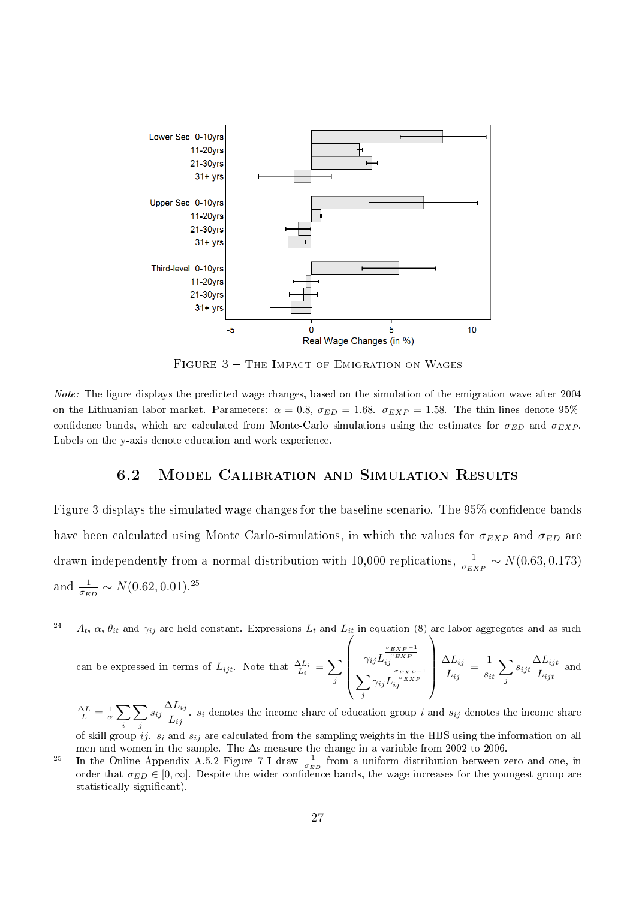Figure 3 – The Impact of Emigration on Wages

*Note:* The figure displays the predicted wage changes, based on the simulation of the emigration wave after 2004 on the Lithuanian labor market. Parameters: $\alpha = 0.8$, $\sigma_{ED} = 1.68$. $\sigma_{EXP} = 1.58$. The thin lines denote 95%-confidence bands, which are calculated from Monte-Carlo simulations using the estimates for $\sigma_{ED}$ and $\sigma_{EXP}$. Labels on the y-axis denote education and work experience.

## 6.2 Model Calibration and Simulation Results

Figure 3 displays the simulated wage changes for the baseline scenario. The 95% confidence bands have been calculated using Monte Carlo-simulations, in which the values for $\sigma_{EXP}$ and $\sigma_{ED}$ are drawn independently from a normal distribution with 10,000 replications, $\frac{1}{\sigma_{EXP}} \sim N(0.63, 0.173)$ and $\frac{1}{\sigma_{ED}} \sim N(0.62, 0.01)$.[25]

---

[24] $A_t$, $\alpha$, $\theta_{it}$ and $\gamma_{ij}$ are held constant. Expressions $L_t$ and $L_{it}$ in equation (8) are labor aggregates and as such can be expressed in terms of $L_{ijt}$. Note that $\frac{\Delta L_i}{L_i} = \sum_j \left( \frac{\gamma_{ij} L_{ij}^{\frac{\sigma_{EXP}-1}{\sigma_{EXP}}}}{\sum_j \gamma_{ij} L_{ij}^{\frac{\sigma_{EXP}-1}{\sigma_{EXP}}}} \right) \frac{\Delta L_{ij}}{L_{ij}} = \frac{1}{s_{it}} \sum_j s_{ijt} \frac{\Delta L_{ijt}}{L_{ijt}}$ and $\frac{\Delta L}{L} = \frac{1}{\alpha} \sum_i \sum_j s_{ij} \frac{\Delta L_{ij}}{L_{ij}}$. $s_i$ denotes the income share of education group $i$ and $s_{ij}$ denotes the income share of skill group $ij$. $s_i$ and $s_{ij}$ are calculated from the sampling weights in the HBS using the information on all men and women in the sample. The $\Delta$s measure the change in a variable from 2002 to 2006.

[25] In the Online Appendix A.5.2 Figure 7 I draw $\frac{1}{\sigma_{ED}}$ from a uniform distribution between zero and one, in order that $\sigma_{ED} \in [0, \infty]$. Despite the wider confidence bands, the wage increases for the youngest group are statistically significant).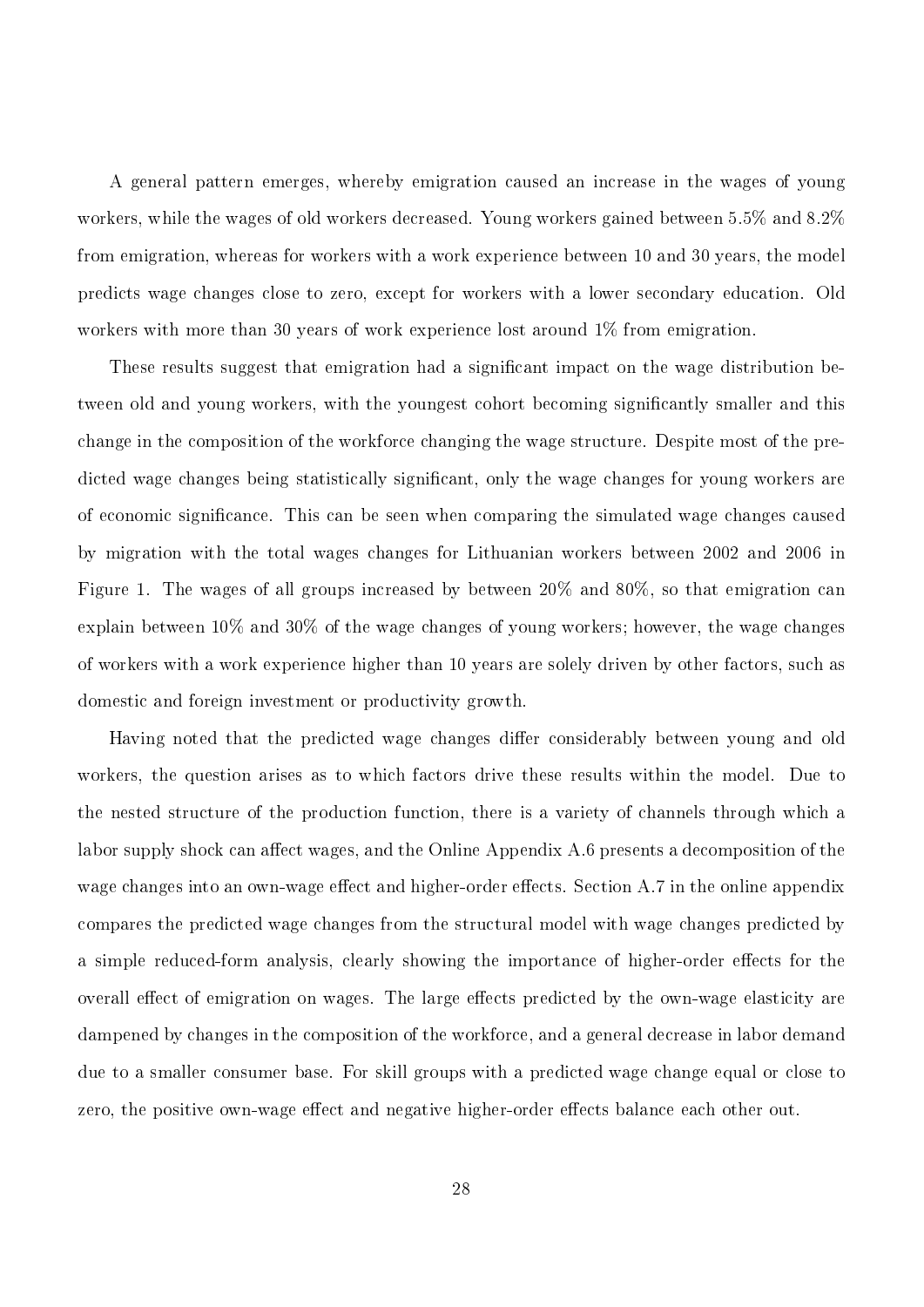A general pattern emerges, whereby emigration caused an increase in the wages of young workers, while the wages of old workers decreased. Young workers gained between 5.5% and 8.2% from emigration, whereas for workers with a work experience between 10 and 30 years, the model predicts wage changes close to zero, except for workers with a lower secondary education. Old workers with more than 30 years of work experience lost around 1% from emigration.

These results suggest that emigration had a significant impact on the wage distribution between old and young workers, with the youngest cohort becoming significantly smaller and this change in the composition of the workforce changing the wage structure. Despite most of the predicted wage changes being statistically significant, only the wage changes for young workers are of economic significance. This can be seen when comparing the simulated wage changes caused by migration with the total wages changes for Lithuanian workers between 2002 and 2006 in Figure 1. The wages of all groups increased by between 20% and 80%, so that emigration can explain between 10% and 30% of the wage changes of young workers; however, the wage changes of workers with a work experience higher than 10 years are solely driven by other factors, such as domestic and foreign investment or productivity growth.

Having noted that the predicted wage changes differ considerably between young and old workers, the question arises as to which factors drive these results within the model. Due to the nested structure of the production function, there is a variety of channels through which a labor supply shock can affect wages, and the Online Appendix A.6 presents a decomposition of the wage changes into an own-wage effect and higher-order effects. Section A.7 in the online appendix compares the predicted wage changes from the structural model with wage changes predicted by a simple reduced-form analysis, clearly showing the importance of higher-order effects for the overall effect of emigration on wages. The large effects predicted by the own-wage elasticity are dampened by changes in the composition of the workforce, and a general decrease in labor demand due to a smaller consumer base. For skill groups with a predicted wage change equal or close to zero, the positive own-wage effect and negative higher-order effects balance each other out.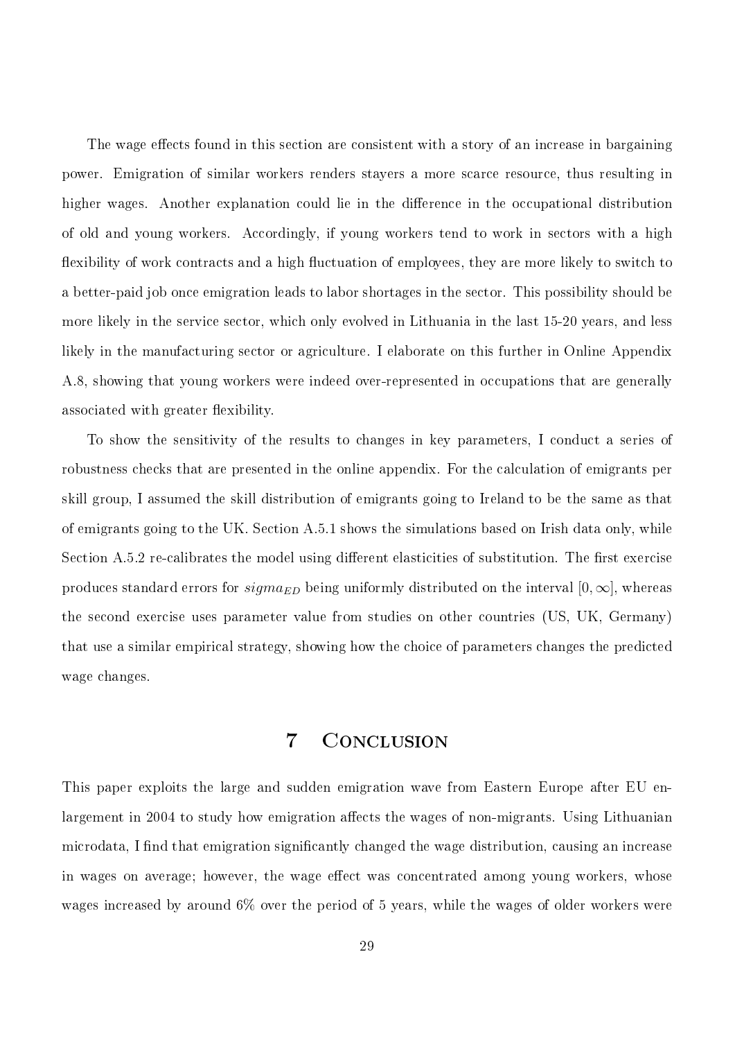The wage effects found in this section are consistent with a story of an increase in bargaining power. Emigration of similar workers renders stayers a more scarce resource, thus resulting in higher wages. Another explanation could lie in the difference in the occupational distribution of old and young workers. Accordingly, if young workers tend to work in sectors with a high flexibility of work contracts and a high fluctuation of employees, they are more likely to switch to a better-paid job once emigration leads to labor shortages in the sector. This possibility should be more likely in the service sector, which only evolved in Lithuania in the last 15-20 years, and less likely in the manufacturing sector or agriculture. I elaborate on this further in Online Appendix A.8, showing that young workers were indeed over-represented in occupations that are generally associated with greater flexibility.

To show the sensitivity of the results to changes in key parameters, I conduct a series of robustness checks that are presented in the online appendix. For the calculation of emigrants per skill group, I assumed the skill distribution of emigrants going to Ireland to be the same as that of emigrants going to the UK. Section A.5.1 shows the simulations based on Irish data only, while Section A.5.2 re-calibrates the model using different elasticities of substitution. The first exercise produces standard errors for $sigma_{ED}$ being uniformly distributed on the interval $[0, \infty]$, whereas the second exercise uses parameter value from studies on other countries (US, UK, Germany) that use a similar empirical strategy, showing how the choice of parameters changes the predicted wage changes.

# 7 Conclusion

This paper exploits the large and sudden emigration wave from Eastern Europe after EU enlargement in 2004 to study how emigration affects the wages of non-migrants. Using Lithuanian microdata, I find that emigration significantly changed the wage distribution, causing an increase in wages on average; however, the wage effect was concentrated among young workers, whose wages increased by around 6% over the period of 5 years, while the wages of older workers were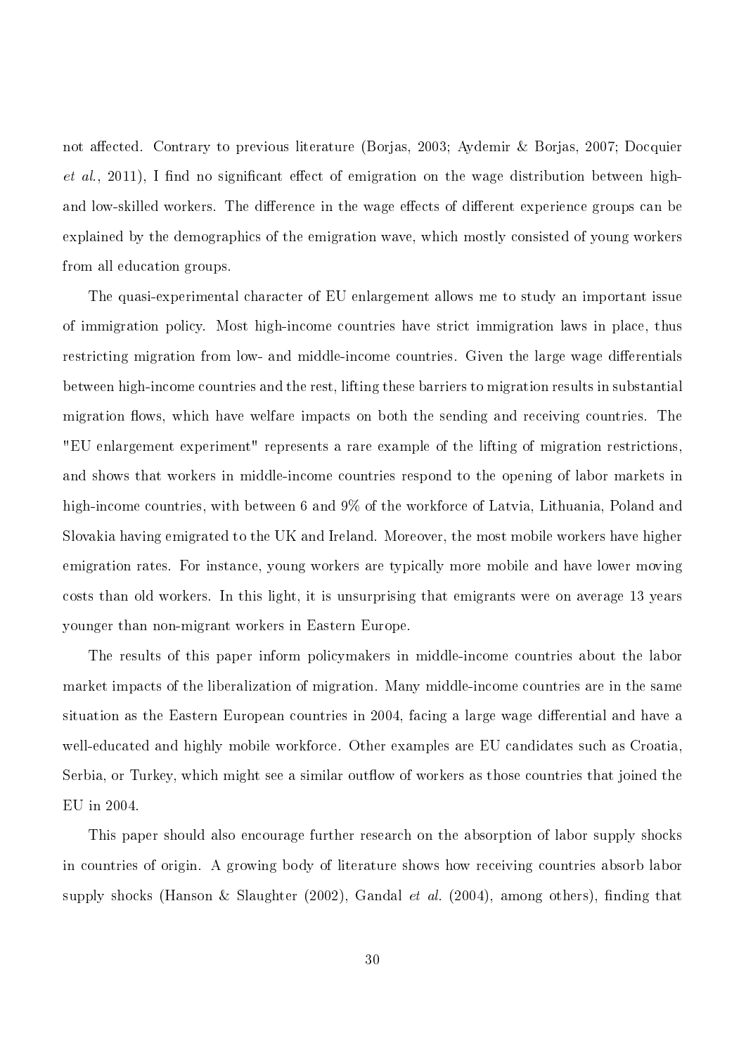not affected. Contrary to previous literature (Borjas, 2003; Aydemir & Borjas, 2007; Docquier *et al.*, 2011), I find no significant effect of emigration on the wage distribution between high- and low-skilled workers. The difference in the wage effects of different experience groups can be explained by the demographics of the emigration wave, which mostly consisted of young workers from all education groups.

The quasi-experimental character of EU enlargement allows me to study an important issue of immigration policy. Most high-income countries have strict immigration laws in place, thus restricting migration from low- and middle-income countries. Given the large wage differentials between high-income countries and the rest, lifting these barriers to migration results in substantial migration flows, which have welfare impacts on both the sending and receiving countries. The "EU enlargement experiment" represents a rare example of the lifting of migration restrictions, and shows that workers in middle-income countries respond to the opening of labor markets in high-income countries, with between 6 and 9% of the workforce of Latvia, Lithuania, Poland and Slovakia having emigrated to the UK and Ireland. Moreover, the most mobile workers have higher emigration rates. For instance, young workers are typically more mobile and have lower moving costs than old workers. In this light, it is unsurprising that emigrants were on average 13 years younger than non-migrant workers in Eastern Europe.

The results of this paper inform policymakers in middle-income countries about the labor market impacts of the liberalization of migration. Many middle-income countries are in the same situation as the Eastern European countries in 2004, facing a large wage differential and have a well-educated and highly mobile workforce. Other examples are EU candidates such as Croatia, Serbia, or Turkey, which might see a similar outflow of workers as those countries that joined the EU in 2004.

This paper should also encourage further research on the absorption of labor supply shocks in countries of origin. A growing body of literature shows how receiving countries absorb labor supply shocks (Hanson & Slaughter (2002), Gandal *et al.* (2004), among others), finding that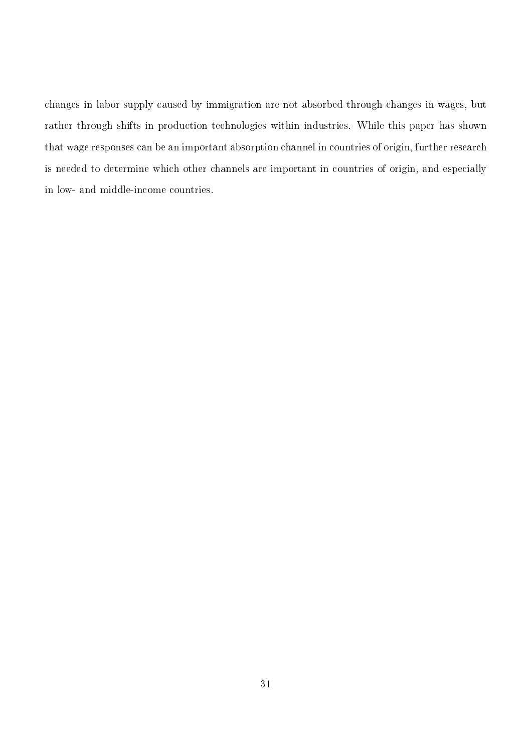changes in labor supply caused by immigration are not absorbed through changes in wages, but rather through shifts in production technologies within industries. While this paper has shown that wage responses can be an important absorption channel in countries of origin, further research is needed to determine which other channels are important in countries of origin, and especially in low- and middle-income countries.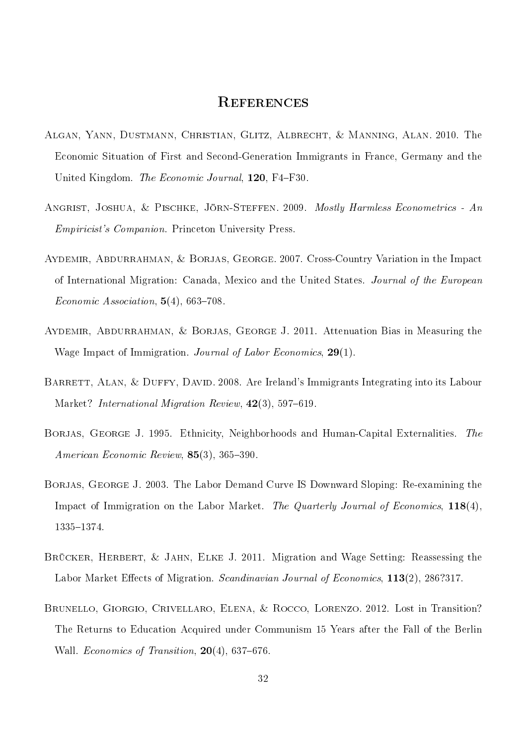# References

Algan, Yann, Dustmann, Christian, Glitz, Albrecht, & Manning, Alan. 2010. The Economic Situation of First and Second-Generation Immigrants in France, Germany and the United Kingdom. *The Economic Journal*, **120**, F4–F30.

Angrist, Joshua, & Pischke, Jörn-Steffen. 2009. *Mostly Harmless Econometrics - An Empiricist's Companion*. Princeton University Press.

Aydemir, Abdurrahman, & Borjas, George. 2007. Cross-Country Variation in the Impact of International Migration: Canada, Mexico and the United States. *Journal of the European Economic Association*, **5**(4), 663–708.

Aydemir, Abdurrahman, & Borjas, George J. 2011. Attenuation Bias in Measuring the Wage Impact of Immigration. *Journal of Labor Economics*, **29**(1).

Barrett, Alan, & Duffy, David. 2008. Are Ireland's Immigrants Integrating into its Labour Market? *International Migration Review*, **42**(3), 597–619.

Borjas, George J. 1995. Ethnicity, Neighborhoods and Human-Capital Externalities. *The American Economic Review*, **85**(3), 365–390.

Borjas, George J. 2003. The Labor Demand Curve IS Downward Sloping: Re-examining the Impact of Immigration on the Labor Market. *The Quarterly Journal of Economics*, **118**(4), 1335–1374.

Brücker, Herbert, & Jahn, Elke J. 2011. Migration and Wage Setting: Reassessing the Labor Market Effects of Migration. *Scandinavian Journal of Economics*, **113**(2), 286?317.

Brunello, Giorgio, Crivellaro, Elena, & Rocco, Lorenzo. 2012. Lost in Transition? The Returns to Education Acquired under Communism 15 Years after the Fall of the Berlin Wall. *Economics of Transition*, **20**(4), 637–676.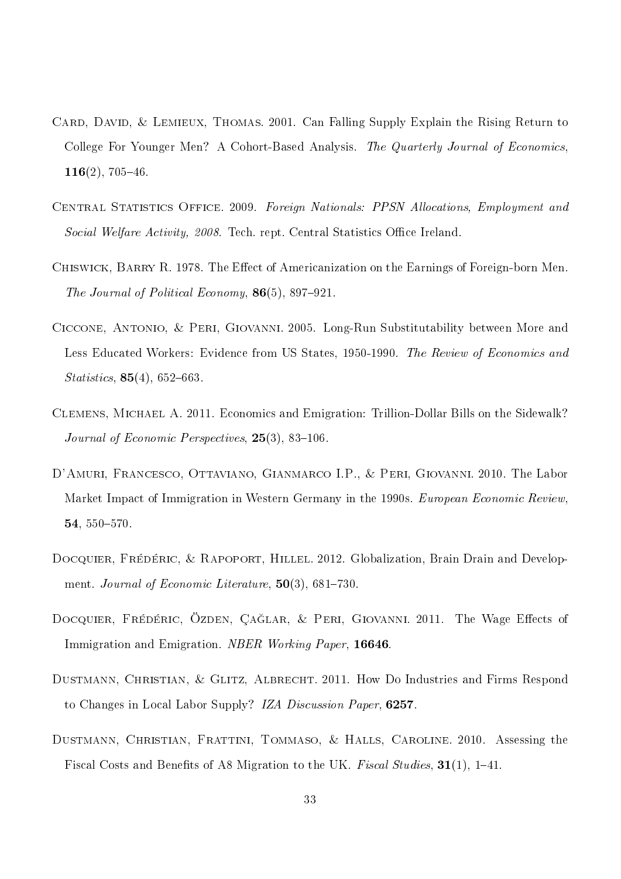Card, David, & Lemieux, Thomas. 2001. Can Falling Supply Explain the Rising Return to College For Younger Men? A Cohort-Based Analysis. *The Quarterly Journal of Economics*, **116**(2), 705–46.

Central Statistics Office. 2009. *Foreign Nationals: PPSN Allocations, Employment and Social Welfare Activity, 2008*. Tech. rept. Central Statistics Office Ireland.

Chiswick, Barry R. 1978. The Effect of Americanization on the Earnings of Foreign-born Men. *The Journal of Political Economy*, **86**(5), 897–921.

Ciccone, Antonio, & Peri, Giovanni. 2005. Long-Run Substitutability between More and Less Educated Workers: Evidence from US States, 1950-1990. *The Review of Economics and Statistics*, **85**(4), 652–663.

Clemens, Michael A. 2011. Economics and Emigration: Trillion-Dollar Bills on the Sidewalk? *Journal of Economic Perspectives*, **25**(3), 83–106.

D'Amuri, Francesco, Ottaviano, Gianmarco I.P., & Peri, Giovanni. 2010. The Labor Market Impact of Immigration in Western Germany in the 1990s. *European Economic Review*, **54**, 550–570.

Docquier, Frédéric, & Rapoport, Hillel. 2012. Globalization, Brain Drain and Development. *Journal of Economic Literature*, **50**(3), 681–730.

Docquier, Frédéric, Özden, Çağlar, & Peri, Giovanni. 2011. The Wage Effects of Immigration and Emigration. *NBER Working Paper*, **16646**.

Dustmann, Christian, & Glitz, Albrecht. 2011. How Do Industries and Firms Respond to Changes in Local Labor Supply? *IZA Discussion Paper*, **6257**.

Dustmann, Christian, Frattini, Tommaso, & Halls, Caroline. 2010. Assessing the Fiscal Costs and Benefits of A8 Migration to the UK. *Fiscal Studies*, **31**(1), 1–41.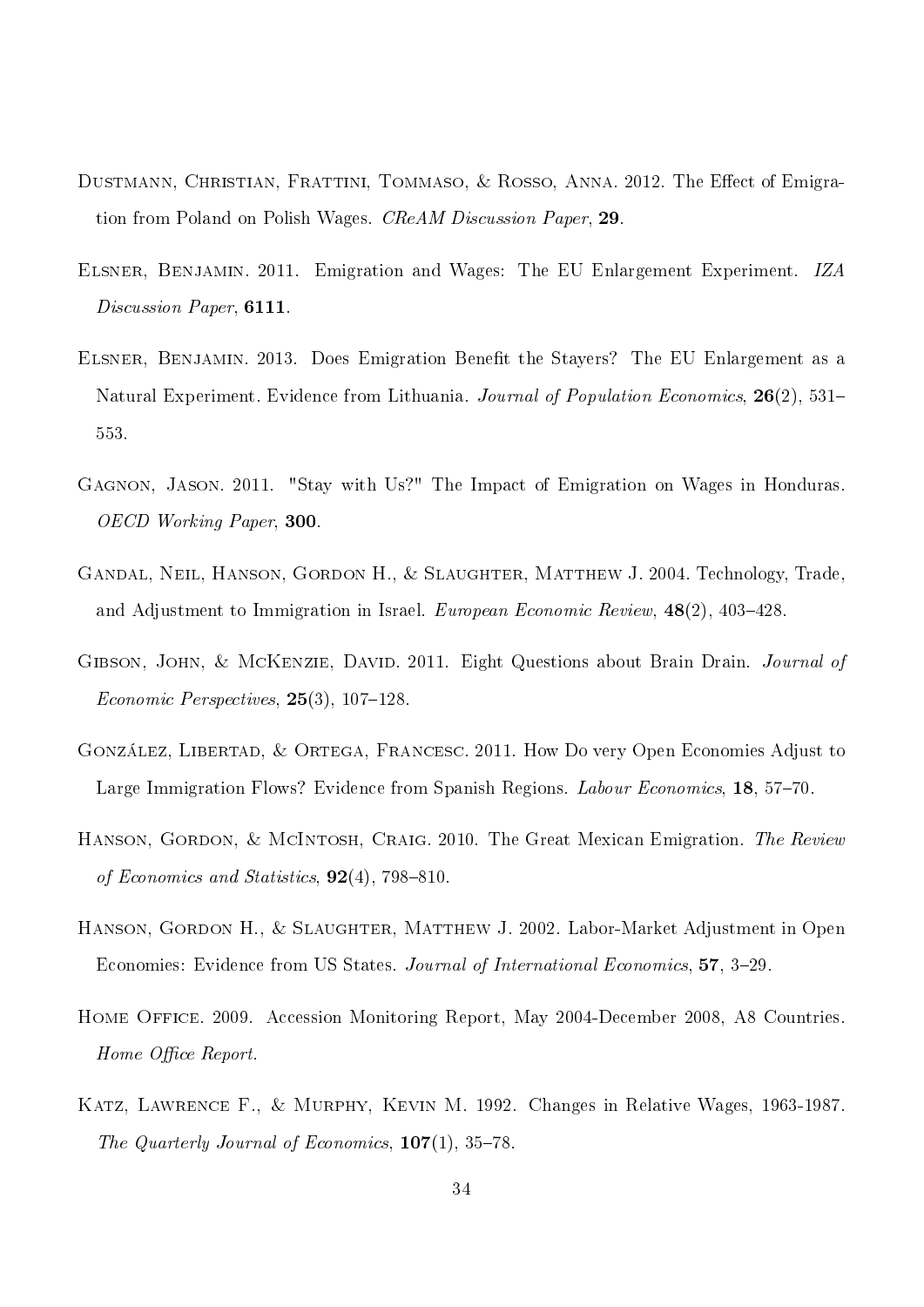Dustmann, Christian, Frattini, Tommaso, & Rosso, Anna. 2012. The Effect of Emigration from Poland on Polish Wages. *CReAM Discussion Paper*, **29**.

Elsner, Benjamin. 2011. Emigration and Wages: The EU Enlargement Experiment. *IZA Discussion Paper*, **6111**.

Elsner, Benjamin. 2013. Does Emigration Benefit the Stayers? The EU Enlargement as a Natural Experiment. Evidence from Lithuania. *Journal of Population Economics*, **26**(2), 531–553.

Gagnon, Jason. 2011. "Stay with Us?" The Impact of Emigration on Wages in Honduras. *OECD Working Paper*, **300**.

Gandal, Neil, Hanson, Gordon H., & Slaughter, Matthew J. 2004. Technology, Trade, and Adjustment to Immigration in Israel. *European Economic Review*, **48**(2), 403–428.

Gibson, John, & McKenzie, David. 2011. Eight Questions about Brain Drain. *Journal of Economic Perspectives*, **25**(3), 107–128.

González, Libertad, & Ortega, Francesc. 2011. How Do very Open Economies Adjust to Large Immigration Flows? Evidence from Spanish Regions. *Labour Economics*, **18**, 57–70.

Hanson, Gordon, & McIntosh, Craig. 2010. The Great Mexican Emigration. *The Review of Economics and Statistics*, **92**(4), 798–810.

Hanson, Gordon H., & Slaughter, Matthew J. 2002. Labor-Market Adjustment in Open Economies: Evidence from US States. *Journal of International Economics*, **57**, 3–29.

Home Office. 2009. Accession Monitoring Report, May 2004-December 2008, A8 Countries. *Home Office Report*.

Katz, Lawrence F., & Murphy, Kevin M. 1992. Changes in Relative Wages, 1963-1987. *The Quarterly Journal of Economics*, **107**(1), 35–78.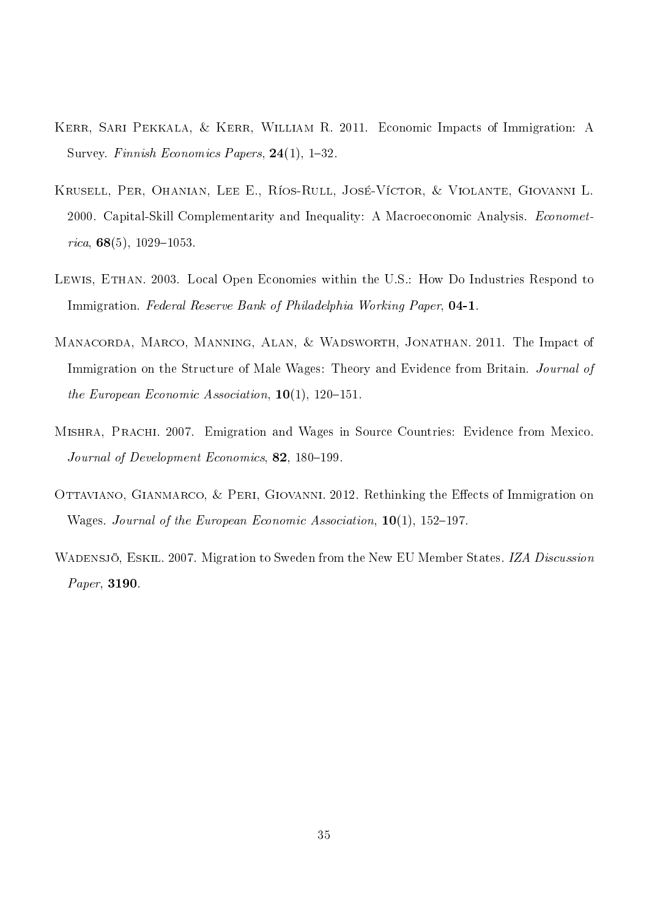Kerr, Sari Pekkala, & Kerr, William R. 2011. Economic Impacts of Immigration: A Survey. *Finnish Economics Papers*, **24**(1), 1–32.

Krusell, Per, Ohanian, Lee E., Ríos-Rull, José-Víctor, & Violante, Giovanni L. 2000. Capital-Skill Complementarity and Inequality: A Macroeconomic Analysis. *Econometrica*, **68**(5), 1029–1053.

Lewis, Ethan. 2003. Local Open Economies within the U.S.: How Do Industries Respond to Immigration. *Federal Reserve Bank of Philadelphia Working Paper*, **04-1**.

Manacorda, Marco, Manning, Alan, & Wadsworth, Jonathan. 2011. The Impact of Immigration on the Structure of Male Wages: Theory and Evidence from Britain. *Journal of the European Economic Association*, **10**(1), 120–151.

Mishra, Prachi. 2007. Emigration and Wages in Source Countries: Evidence from Mexico. *Journal of Development Economics*, **82**, 180–199.

Ottaviano, Gianmarco, & Peri, Giovanni. 2012. Rethinking the Effects of Immigration on Wages. *Journal of the European Economic Association*, **10**(1), 152–197.

Wadensjö, Eskil. 2007. Migration to Sweden from the New EU Member States. *IZA Discussion Paper*, **3190**.